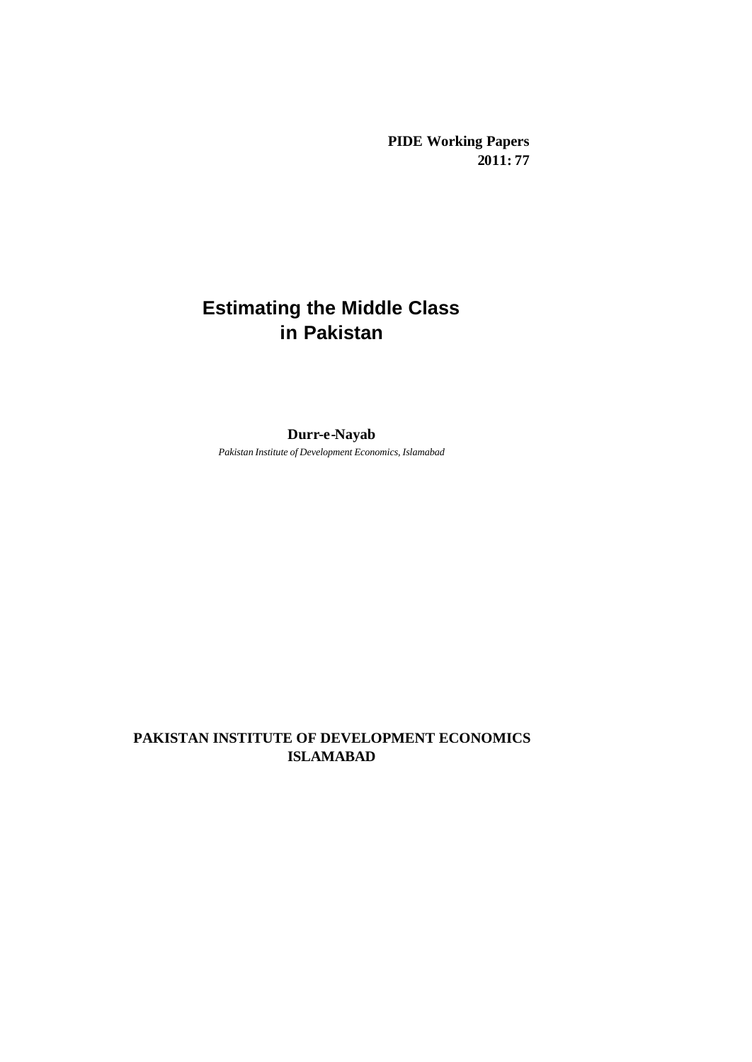**PIDE Working Papers**
**2011: 77**

# Estimating the Middle Class in Pakistan

**Durr-e-Nayab**

*Pakistan Institute of Development Economics, Islamabad*

**PAKISTAN INSTITUTE OF DEVELOPMENT ECONOMICS**
**ISLAMABAD**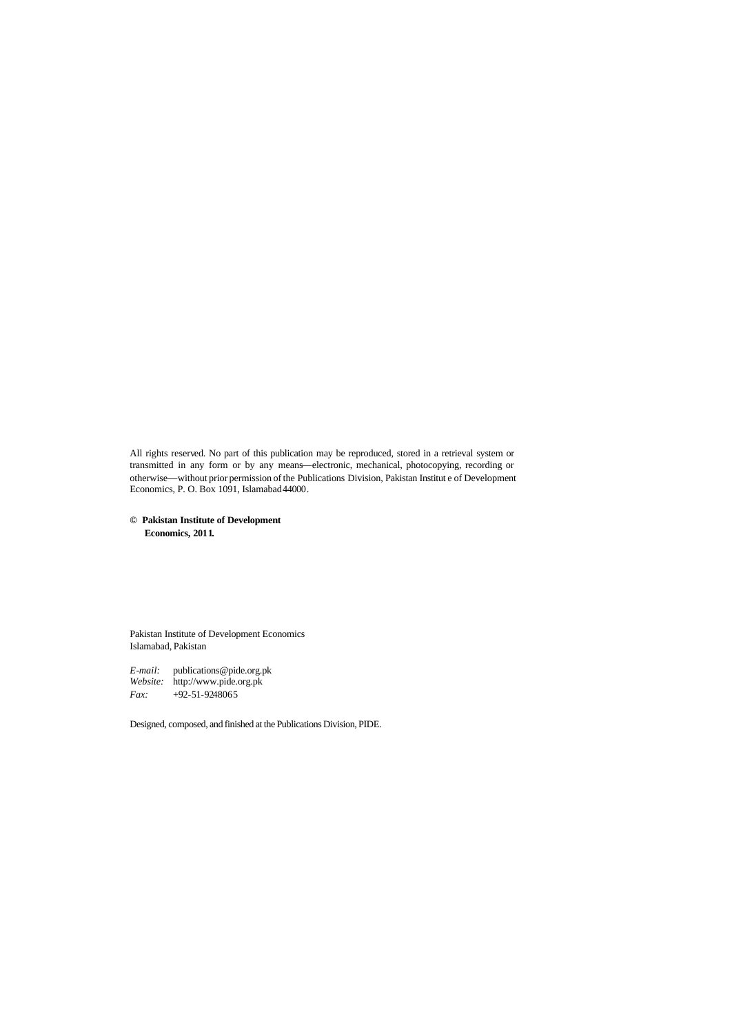All rights reserved. No part of this publication may be reproduced, stored in a retrieval system or transmitted in any form or by any means—electronic, mechanical, photocopying, recording or otherwise—without prior permission of the Publications Division, Pakistan Institute of Development Economics, P. O. Box 1091, Islamabad 44000.

**© Pakistan Institute of Development Economics, 2011.**

Pakistan Institute of Development Economics
Islamabad, Pakistan

*E-mail:* publications@pide.org.pk
*Website:* http://www.pide.org.pk
*Fax:* +92-51-9248065

Designed, composed, and finished at the Publications Division, PIDE.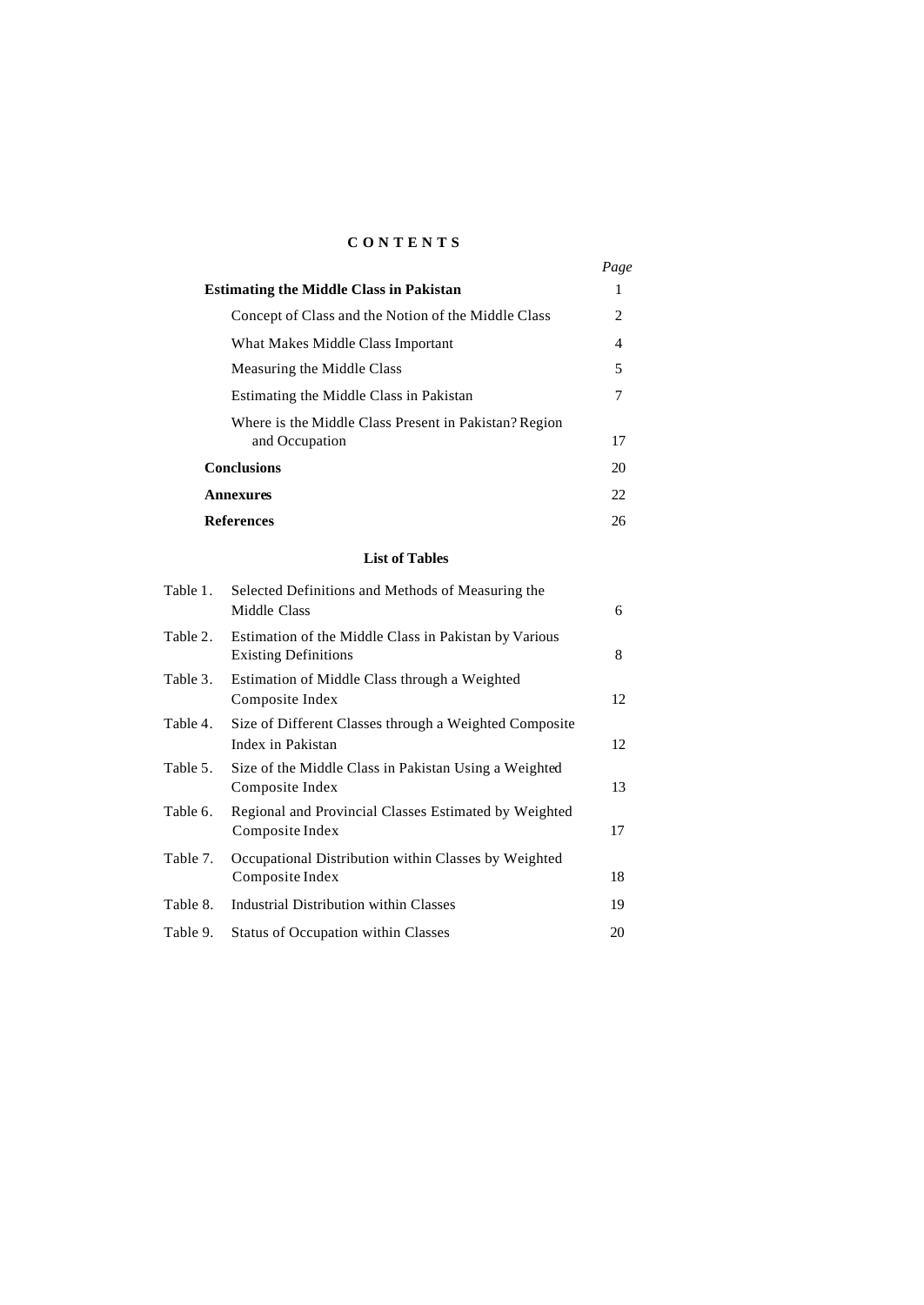# C O N T E N T S

| | *Page* |
|---|---|
| **Estimating the Middle Class in Pakistan** | 1 |
| Concept of Class and the Notion of the Middle Class | 2 |
| What Makes Middle Class Important | 4 |
| Measuring the Middle Class | 5 |
| Estimating the Middle Class in Pakistan | 7 |
| Where is the Middle Class Present in Pakistan? Region and Occupation | 17 |
| **Conclusions** | 20 |
| **Annexures** | 22 |
| **References** | 26 |

## List of Tables

| | | |
|---|---|---|
| Table 1. | Selected Definitions and Methods of Measuring the Middle Class | 6 |
| Table 2. | Estimation of the Middle Class in Pakistan by Various Existing Definitions | 8 |
| Table 3. | Estimation of Middle Class through a Weighted Composite Index | 12 |
| Table 4. | Size of Different Classes through a Weighted Composite Index in Pakistan | 12 |
| Table 5. | Size of the Middle Class in Pakistan Using a Weighted Composite Index | 13 |
| Table 6. | Regional and Provincial Classes Estimated by Weighted Composite Index | 17 |
| Table 7. | Occupational Distribution within Classes by Weighted Composite Index | 18 |
| Table 8. | Industrial Distribution within Classes | 19 |
| Table 9. | Status of Occupation within Classes | 20 |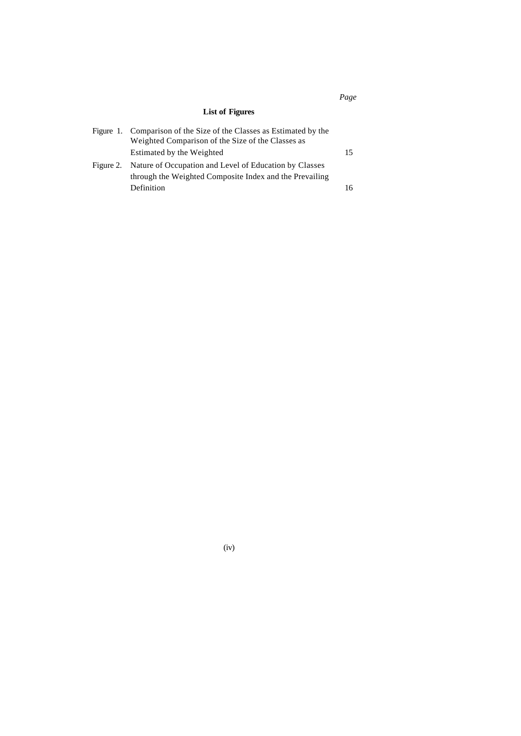*Page*

## List of Figures

| | | |
|---|---|---|
| Figure 1. | Comparison of the Size of the Classes as Estimated by the Weighted Comparison of the Size of the Classes as Estimated by the Weighted | 15 |
| Figure 2. | Nature of Occupation and Level of Education by Classes through the Weighted Composite Index and the Prevailing Definition | 16 |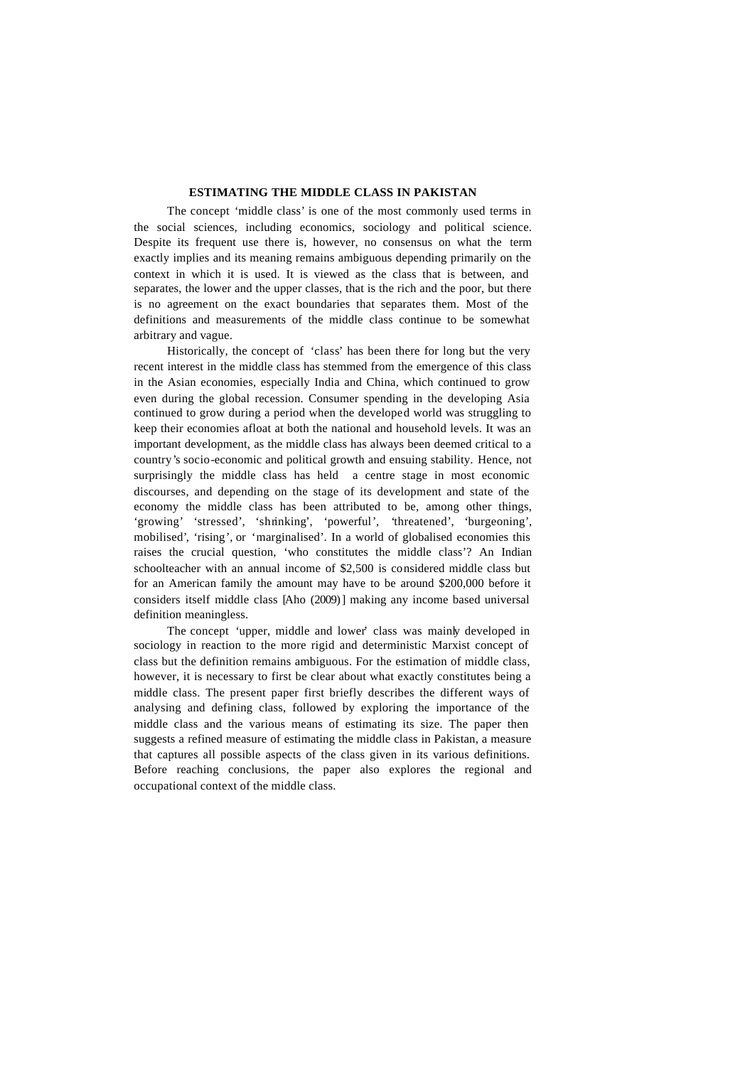# ESTIMATING THE MIDDLE CLASS IN PAKISTAN

The concept 'middle class' is one of the most commonly used terms in the social sciences, including economics, sociology and political science. Despite its frequent use there is, however, no consensus on what the term exactly implies and its meaning remains ambiguous depending primarily on the context in which it is used. It is viewed as the class that is between, and separates, the lower and the upper classes, that is the rich and the poor, but there is no agreement on the exact boundaries that separates them. Most of the definitions and measurements of the middle class continue to be somewhat arbitrary and vague.

Historically, the concept of 'class' has been there for long but the very recent interest in the middle class has stemmed from the emergence of this class in the Asian economies, especially India and China, which continued to grow even during the global recession. Consumer spending in the developing Asia continued to grow during a period when the developed world was struggling to keep their economies afloat at both the national and household levels. It was an important development, as the middle class has always been deemed critical to a country's socio-economic and political growth and ensuing stability. Hence, not surprisingly the middle class has held a centre stage in most economic discourses, and depending on the stage of its development and state of the economy the middle class has been attributed to be, among other things, 'growing' 'stressed', 'shrinking', 'powerful', 'threatened', 'burgeoning', mobilised', 'rising', or 'marginalised'. In a world of globalised economies this raises the crucial question, 'who constitutes the middle class'? An Indian schoolteacher with an annual income of $2,500 is considered middle class but for an American family the amount may have to be around $200,000 before it considers itself middle class [Aho (2009)] making any income based universal definition meaningless.

The concept 'upper, middle and lower' class was mainly developed in sociology in reaction to the more rigid and deterministic Marxist concept of class but the definition remains ambiguous. For the estimation of middle class, however, it is necessary to first be clear about what exactly constitutes being a middle class. The present paper first briefly describes the different ways of analysing and defining class, followed by exploring the importance of the middle class and the various means of estimating its size. The paper then suggests a refined measure of estimating the middle class in Pakistan, a measure that captures all possible aspects of the class given in its various definitions. Before reaching conclusions, the paper also explores the regional and occupational context of the middle class.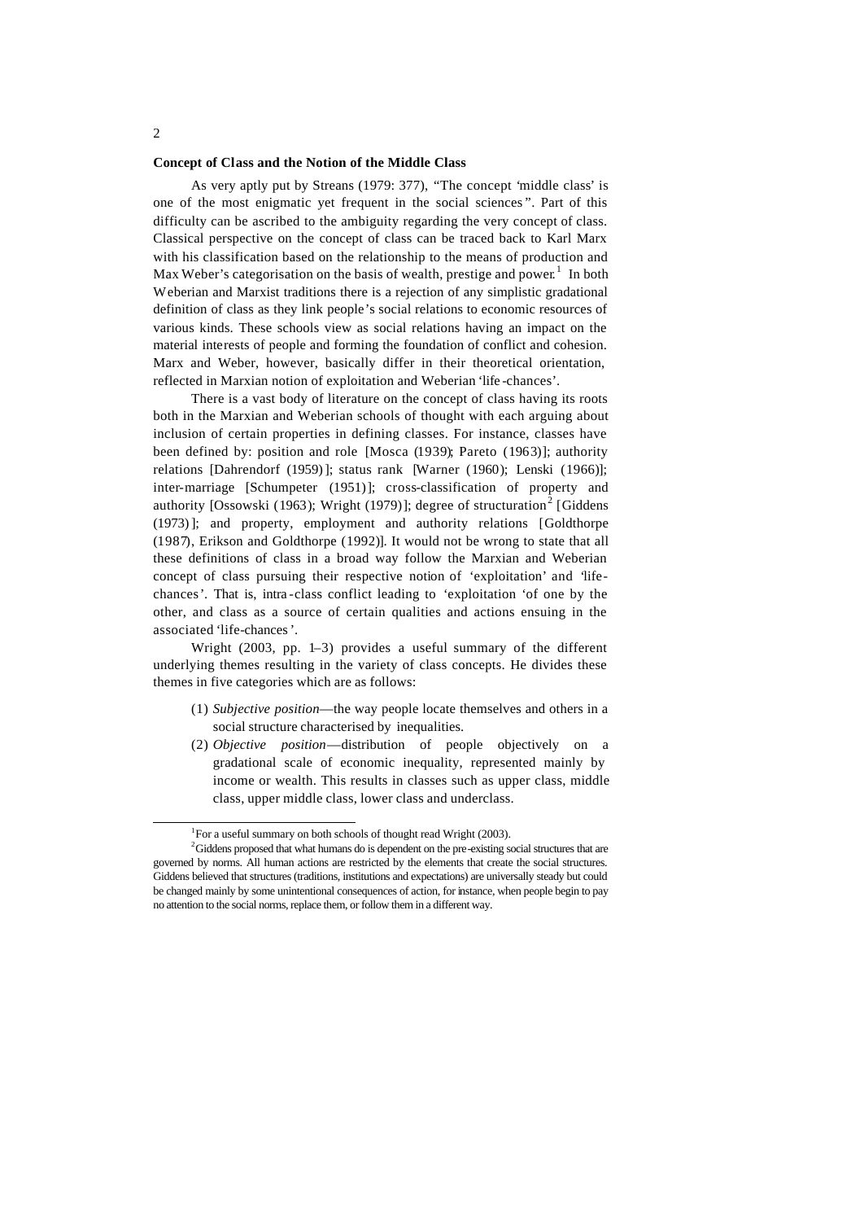**Concept of Class and the Notion of the Middle Class**

As very aptly put by Streans (1979: 377), "The concept 'middle class' is one of the most enigmatic yet frequent in the social sciences". Part of this difficulty can be ascribed to the ambiguity regarding the very concept of class. Classical perspective on the concept of class can be traced back to Karl Marx with his classification based on the relationship to the means of production and Max Weber's categorisation on the basis of wealth, prestige and power.[1] In both Weberian and Marxist traditions there is a rejection of any simplistic gradational definition of class as they link people's social relations to economic resources of various kinds. These schools view as social relations having an impact on the material interests of people and forming the foundation of conflict and cohesion. Marx and Weber, however, basically differ in their theoretical orientation, reflected in Marxian notion of exploitation and Weberian 'life-chances'.

There is a vast body of literature on the concept of class having its roots both in the Marxian and Weberian schools of thought with each arguing about inclusion of certain properties in defining classes. For instance, classes have been defined by: position and role [Mosca (1939); Pareto (1963)]; authority relations [Dahrendorf (1959)]; status rank [Warner (1960); Lenski (1966)]; inter-marriage [Schumpeter (1951)]; cross-classification of property and authority [Ossowski (1963); Wright (1979)]; degree of structuration[2] [Giddens (1973)]; and property, employment and authority relations [Goldthorpe (1987), Erikson and Goldthorpe (1992)]. It would not be wrong to state that all these definitions of class in a broad way follow the Marxian and Weberian concept of class pursuing their respective notion of 'exploitation' and 'life-chances'. That is, intra-class conflict leading to 'exploitation 'of one by the other, and class as a source of certain qualities and actions ensuing in the associated 'life-chances'.

Wright (2003, pp. 1–3) provides a useful summary of the different underlying themes resulting in the variety of class concepts. He divides these themes in five categories which are as follows:

(1) *Subjective position*—the way people locate themselves and others in a social structure characterised by inequalities.

(2) *Objective position*—distribution of people objectively on a gradational scale of economic inequality, represented mainly by income or wealth. This results in classes such as upper class, middle class, upper middle class, lower class and underclass.

---

[1] For a useful summary on both schools of thought read Wright (2003).

[2] Giddens proposed that what humans do is dependent on the pre-existing social structures that are governed by norms. All human actions are restricted by the elements that create the social structures. Giddens believed that structures (traditions, institutions and expectations) are universally steady but could be changed mainly by some unintentional consequences of action, for instance, when people begin to pay no attention to the social norms, replace them, or follow them in a different way.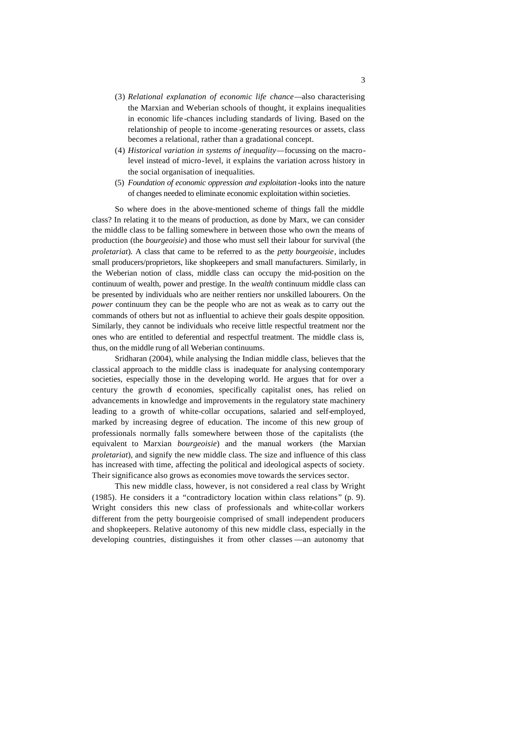(3) *Relational explanation of economic life chance*—also characterising the Marxian and Weberian schools of thought, it explains inequalities in economic life-chances including standards of living. Based on the relationship of people to income-generating resources or assets, class becomes a relational, rather than a gradational concept.

(4) *Historical variation in systems of inequality*—focussing on the macro-level instead of micro-level, it explains the variation across history in the social organisation of inequalities.

(5) *Foundation of economic oppression and exploitation*-looks into the nature of changes needed to eliminate economic exploitation within societies.

So where does in the above-mentioned scheme of things fall the middle class? In relating it to the means of production, as done by Marx, we can consider the middle class to be falling somewhere in between those who own the means of production (the *bourgeoisie*) and those who must sell their labour for survival (the *proletariat*). A class that came to be referred to as the *petty bourgeoisie*, includes small producers/proprietors, like shopkeepers and small manufacturers. Similarly, in the Weberian notion of class, middle class can occupy the mid-position on the continuum of wealth, power and prestige. In the *wealth* continuum middle class can be presented by individuals who are neither rentiers nor unskilled labourers. On the *power* continuum they can be the people who are not as weak as to carry out the commands of others but not as influential to achieve their goals despite opposition. Similarly, they cannot be individuals who receive little respectful treatment nor the ones who are entitled to deferential and respectful treatment. The middle class is, thus, on the middle rung of all Weberian continuums.

Sridharan (2004), while analysing the Indian middle class, believes that the classical approach to the middle class is inadequate for analysing contemporary societies, especially those in the developing world. He argues that for over a century the growth of economies, specifically capitalist ones, has relied on advancements in knowledge and improvements in the regulatory state machinery leading to a growth of white-collar occupations, salaried and self-employed, marked by increasing degree of education. The income of this new group of professionals normally falls somewhere between those of the capitalists (the equivalent to Marxian *bourgeoisie*) and the manual workers (the Marxian *proletariat*), and signify the new middle class. The size and influence of this class has increased with time, affecting the political and ideological aspects of society. Their significance also grows as economies move towards the services sector.

This new middle class, however, is not considered a real class by Wright (1985). He considers it a "contradictory location within class relations" (p. 9). Wright considers this new class of professionals and white-collar workers different from the petty bourgeoisie comprised of small independent producers and shopkeepers. Relative autonomy of this new middle class, especially in the developing countries, distinguishes it from other classes—an autonomy that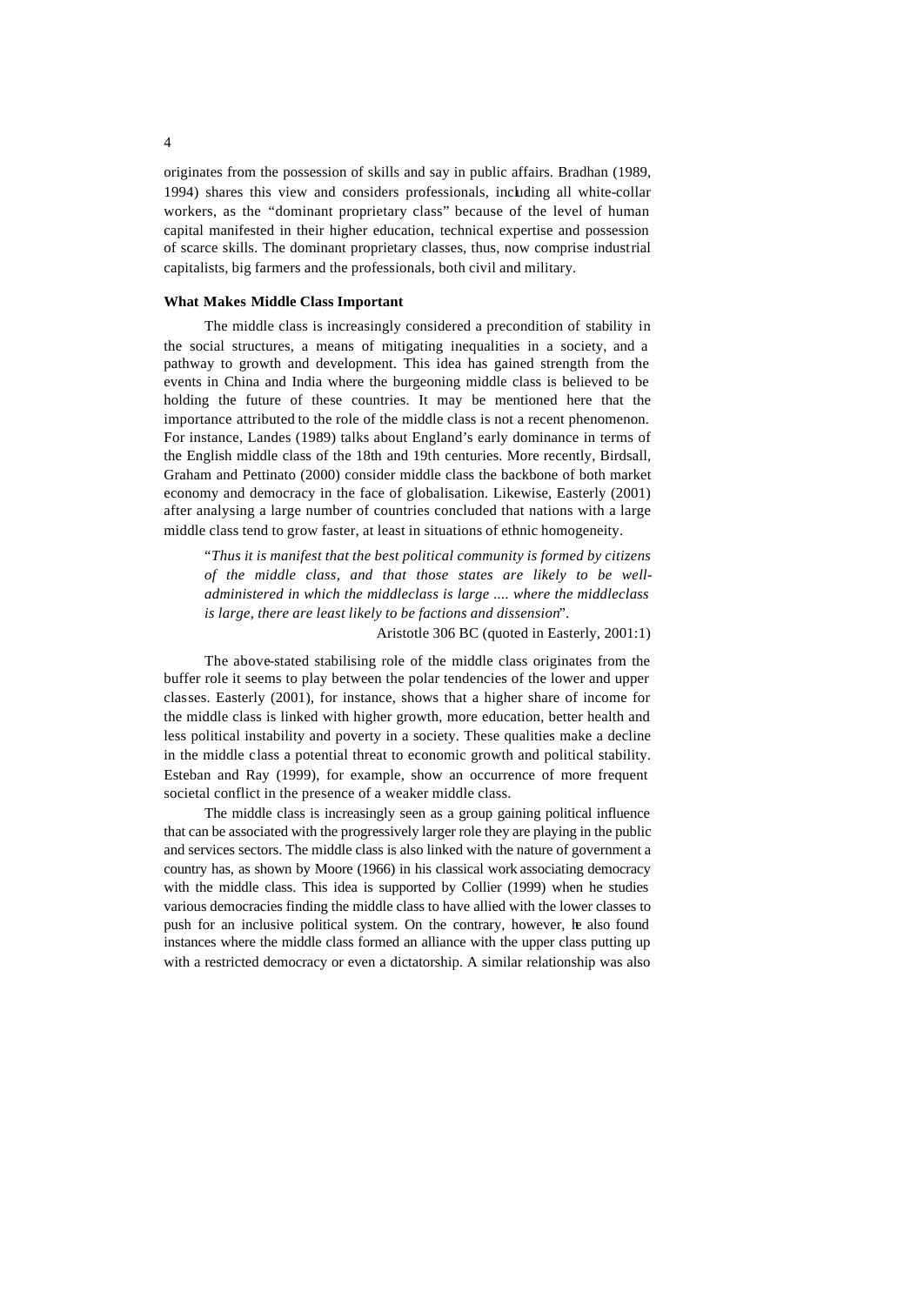originates from the possession of skills and say in public affairs. Bradhan (1989, 1994) shares this view and considers professionals, including all white-collar workers, as the "dominant proprietary class" because of the level of human capital manifested in their higher education, technical expertise and possession of scarce skills. The dominant proprietary classes, thus, now comprise industrial capitalists, big farmers and the professionals, both civil and military.

**What Makes Middle Class Important**

The middle class is increasingly considered a precondition of stability in the social structures, a means of mitigating inequalities in a society, and a pathway to growth and development. This idea has gained strength from the events in China and India where the burgeoning middle class is believed to be holding the future of these countries. It may be mentioned here that the importance attributed to the role of the middle class is not a recent phenomenon. For instance, Landes (1989) talks about England's early dominance in terms of the English middle class of the 18th and 19th centuries. More recently, Birdsall, Graham and Pettinato (2000) consider middle class the backbone of both market economy and democracy in the face of globalisation. Likewise, Easterly (2001) after analysing a large number of countries concluded that nations with a large middle class tend to grow faster, at least in situations of ethnic homogeneity.

> "*Thus it is manifest that the best political community is formed by citizens of the middle class, and that those states are likely to be well-administered in which the middleclass is large .... where the middleclass is large, there are least likely to be factions and dissension*".
>
> Aristotle 306 BC (quoted in Easterly, 2001:1)

The above-stated stabilising role of the middle class originates from the buffer role it seems to play between the polar tendencies of the lower and upper classes. Easterly (2001), for instance, shows that a higher share of income for the middle class is linked with higher growth, more education, better health and less political instability and poverty in a society. These qualities make a decline in the middle class a potential threat to economic growth and political stability. Esteban and Ray (1999), for example, show an occurrence of more frequent societal conflict in the presence of a weaker middle class.

The middle class is increasingly seen as a group gaining political influence that can be associated with the progressively larger role they are playing in the public and services sectors. The middle class is also linked with the nature of government a country has, as shown by Moore (1966) in his classical work associating democracy with the middle class. This idea is supported by Collier (1999) when he studies various democracies finding the middle class to have allied with the lower classes to push for an inclusive political system. On the contrary, however, he also found instances where the middle class formed an alliance with the upper class putting up with a restricted democracy or even a dictatorship. A similar relationship was also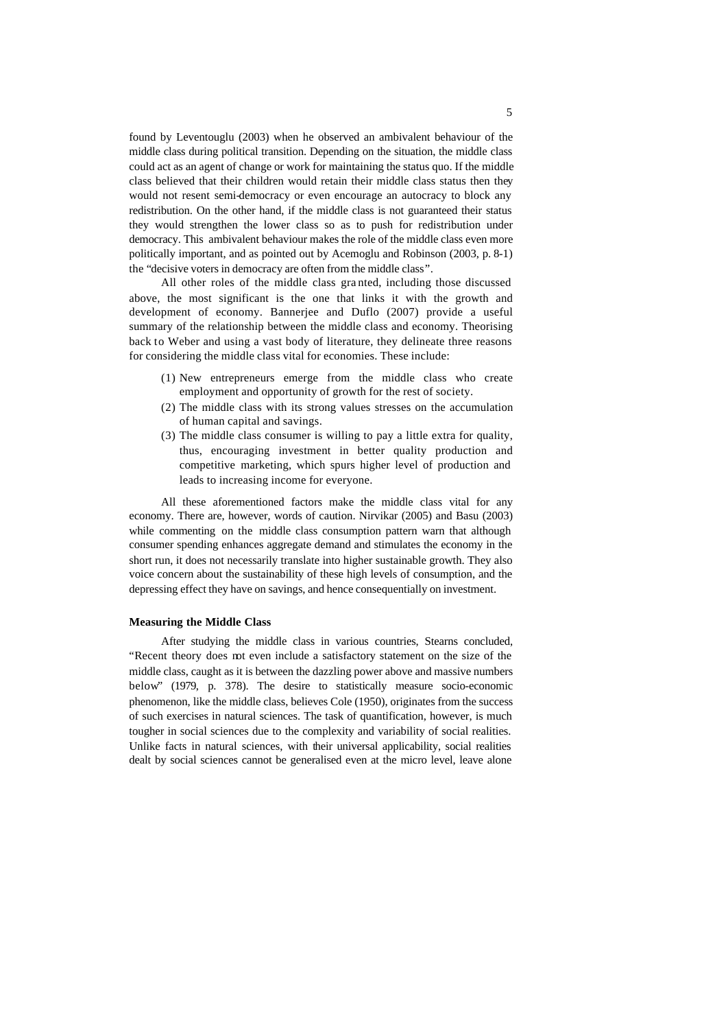found by Leventouglu (2003) when he observed an ambivalent behaviour of the middle class during political transition. Depending on the situation, the middle class could act as an agent of change or work for maintaining the status quo. If the middle class believed that their children would retain their middle class status then they would not resent semi-democracy or even encourage an autocracy to block any redistribution. On the other hand, if the middle class is not guaranteed their status they would strengthen the lower class so as to push for redistribution under democracy. This ambivalent behaviour makes the role of the middle class even more politically important, and as pointed out by Acemoglu and Robinson (2003, p. 8-1) the "decisive voters in democracy are often from the middle class".

All other roles of the middle class granted, including those discussed above, the most significant is the one that links it with the growth and development of economy. Bannerjee and Duflo (2007) provide a useful summary of the relationship between the middle class and economy. Theorising back to Weber and using a vast body of literature, they delineate three reasons for considering the middle class vital for economies. These include:

(1) New entrepreneurs emerge from the middle class who create employment and opportunity of growth for the rest of society.
(2) The middle class with its strong values stresses on the accumulation of human capital and savings.
(3) The middle class consumer is willing to pay a little extra for quality, thus, encouraging investment in better quality production and competitive marketing, which spurs higher level of production and leads to increasing income for everyone.

All these aforementioned factors make the middle class vital for any economy. There are, however, words of caution. Nirvikar (2005) and Basu (2003) while commenting on the middle class consumption pattern warn that although consumer spending enhances aggregate demand and stimulates the economy in the short run, it does not necessarily translate into higher sustainable growth. They also voice concern about the sustainability of these high levels of consumption, and the depressing effect they have on savings, and hence consequentially on investment.

**Measuring the Middle Class**

After studying the middle class in various countries, Stearns concluded, "Recent theory does not even include a satisfactory statement on the size of the middle class, caught as it is between the dazzling power above and massive numbers below" (1979, p. 378). The desire to statistically measure socio-economic phenomenon, like the middle class, believes Cole (1950), originates from the success of such exercises in natural sciences. The task of quantification, however, is much tougher in social sciences due to the complexity and variability of social realities. Unlike facts in natural sciences, with their universal applicability, social realities dealt by social sciences cannot be generalised even at the micro level, leave alone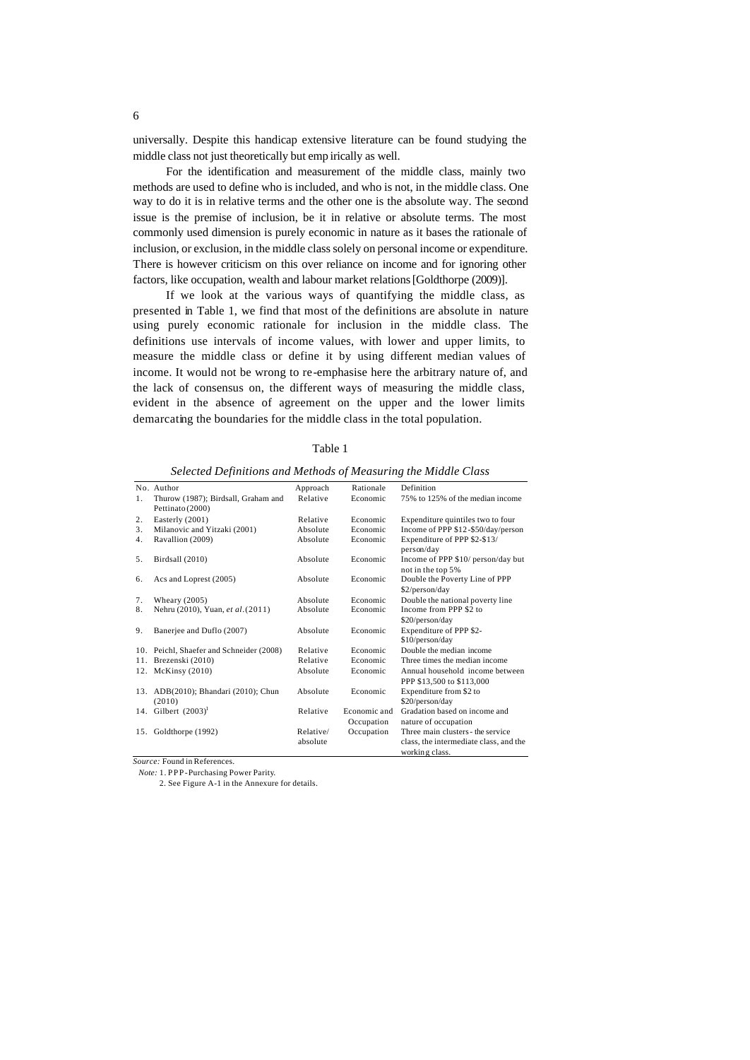universally. Despite this handicap extensive literature can be found studying the middle class not just theoretically but empirically as well.

For the identification and measurement of the middle class, mainly two methods are used to define who is included, and who is not, in the middle class. One way to do it is in relative terms and the other one is the absolute way. The second issue is the premise of inclusion, be it in relative or absolute terms. The most commonly used dimension is purely economic in nature as it bases the rationale of inclusion, or exclusion, in the middle class solely on personal income or expenditure. There is however criticism on this over reliance on income and for ignoring other factors, like occupation, wealth and labour market relations [Goldthorpe (2009)].

If we look at the various ways of quantifying the middle class, as presented in Table 1, we find that most of the definitions are absolute in nature using purely economic rationale for inclusion in the middle class. The definitions use intervals of income values, with lower and upper limits, to measure the middle class or define it by using different median values of income. It would not be wrong to re-emphasise here the arbitrary nature of, and the lack of consensus on, the different ways of measuring the middle class, evident in the absence of agreement on the upper and the lower limits demarcating the boundaries for the middle class in the total population.

Table 1

*Selected Definitions and Methods of Measuring the Middle Class*

| No. | Author | Approach | Rationale | Definition |
|---|---|---|---|---|
| 1. | Thurow (1987); Birdsall, Graham and Pettinato (2000) | Relative | Economic | 75% to 125% of the median income |
| 2. | Easterly (2001) | Relative | Economic | Expenditure quintiles two to four |
| 3. | Milanovic and Yitzaki (2001) | Absolute | Economic | Income of PPP $12-$50/day/person |
| 4. | Ravallion (2009) | Absolute | Economic | Expenditure of PPP $2-$13/ person/day |
| 5. | Birdsall (2010) | Absolute | Economic | Income of PPP $10/ person/day but not in the top 5% |
| 6. | Acs and Loprest (2005) | Absolute | Economic | Double the Poverty Line of PPP $2/person/day |
| 7. | Wheary (2005) | Absolute | Economic | Double the national poverty line |
| 8. | Nehru (2010), Yuan, *et al*. (2011) | Absolute | Economic | Income from PPP $2 to $20/person/day |
| 9. | Banerjee and Duflo (2007) | Absolute | Economic | Expenditure of PPP $2-$10/person/day |
| 10. | Peichl, Shaefer and Schneider (2008) | Relative | Economic | Double the median income |
| 11. | Brezenski (2010) | Relative | Economic | Three times the median income |
| 12. | McKinsy (2010) | Absolute | Economic | Annual household income between PPP $13,500 to $113,000 |
| 13. | ADB(2010); Bhandari (2010); Chun (2010) | Absolute | Economic | Expenditure from $2 to $20/person/day |
| 14. | Gilbert (2003)[1] | Relative | Economic and Occupation | Gradation based on income and nature of occupation |
| 15. | Goldthorpe (1992) | Relative/ absolute | Occupation | Three main clusters - the service class, the intermediate class, and the working class. |

*Source:* Found in References.

*Note:* 1. PPP-Purchasing Power Parity.

2. See Figure A-1 in the Annexure for details.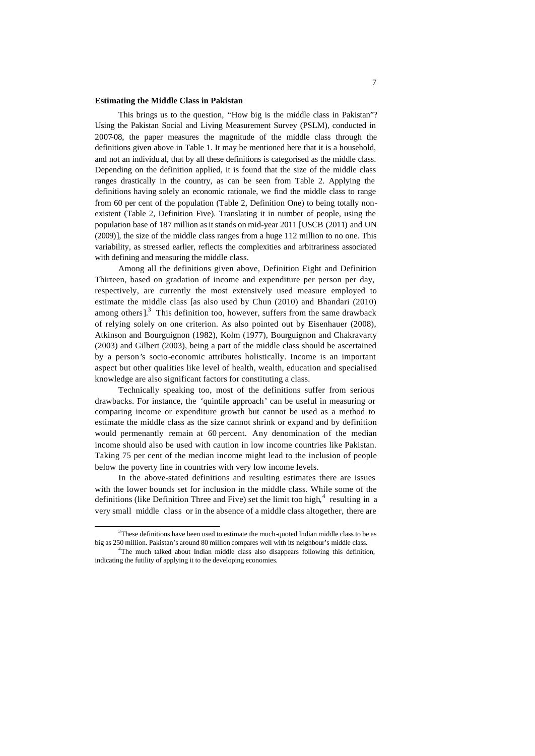**Estimating the Middle Class in Pakistan**

This brings us to the question, "How big is the middle class in Pakistan"? Using the Pakistan Social and Living Measurement Survey (PSLM), conducted in 2007-08, the paper measures the magnitude of the middle class through the definitions given above in Table 1. It may be mentioned here that it is a household, and not an individu al, that by all these definitions is categorised as the middle class. Depending on the definition applied, it is found that the size of the middle class ranges drastically in the country, as can be seen from Table 2. Applying the definitions having solely an economic rationale, we find the middle class to range from 60 per cent of the population (Table 2, Definition One) to being totally non-existent (Table 2, Definition Five). Translating it in number of people, using the population base of 187 million as it stands on mid-year 2011 [USCB (2011) and UN (2009)], the size of the middle class ranges from a huge 112 million to no one. This variability, as stressed earlier, reflects the complexities and arbitrariness associated with defining and measuring the middle class.

Among all the definitions given above, Definition Eight and Definition Thirteen, based on gradation of income and expenditure per person per day, respectively, are currently the most extensively used measure employed to estimate the middle class [as also used by Chun (2010) and Bhandari (2010) among others].[3] This definition too, however, suffers from the same drawback of relying solely on one criterion. As also pointed out by Eisenhauer (2008), Atkinson and Bourguignon (1982), Kolm (1977), Bourguignon and Chakravarty (2003) and Gilbert (2003), being a part of the middle class should be ascertained by a person's socio-economic attributes holistically. Income is an important aspect but other qualities like level of health, wealth, education and specialised knowledge are also significant factors for constituting a class.

Technically speaking too, most of the definitions suffer from serious drawbacks. For instance, the 'quintile approach' can be useful in measuring or comparing income or expenditure growth but cannot be used as a method to estimate the middle class as the size cannot shrink or expand and by definition would permenantly remain at 60 percent. Any denomination of the median income should also be used with caution in low income countries like Pakistan. Taking 75 per cent of the median income might lead to the inclusion of people below the poverty line in countries with very low income levels.

In the above-stated definitions and resulting estimates there are issues with the lower bounds set for inclusion in the middle class. While some of the definitions (like Definition Three and Five) set the limit too high,[4] resulting in a very small middle class or in the absence of a middle class altogether, there are

---

[3]These definitions have been used to estimate the much-quoted Indian middle class to be as big as 250 million. Pakistan's around 80 million compares well with its neighbour's middle class.

[4]The much talked about Indian middle class also disappears following this definition, indicating the futility of applying it to the developing economies.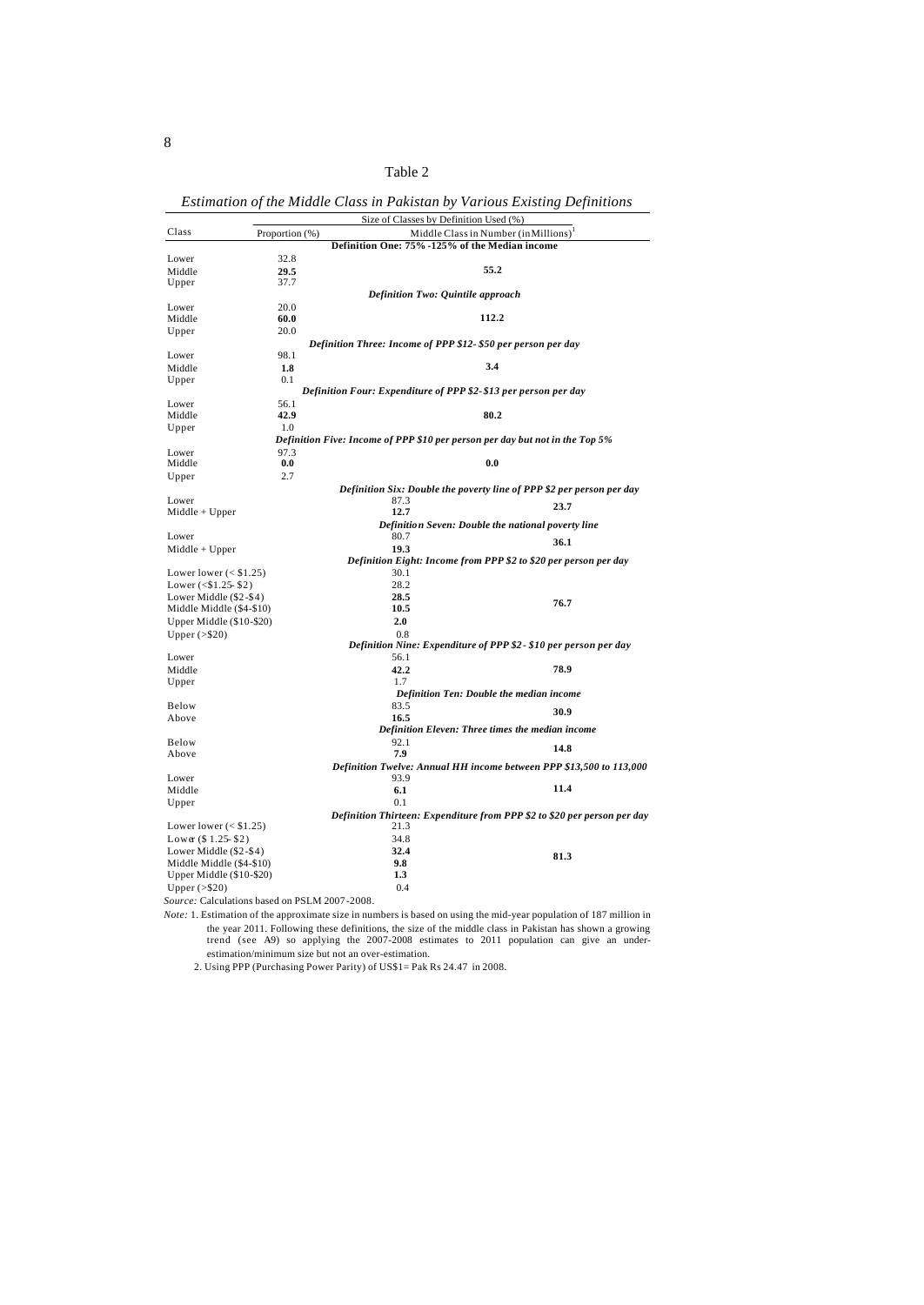Table 2

*Estimation of the Middle Class in Pakistan by Various Existing Definitions*

| Class | Size of Classes by Definition Used (%) Proportion (%) | Middle Class in Number (in Millions)[1] |
|---|---|---|
| | **Definition One: 75% -125% of the Median income** | |
| Lower | 32.8 | |
| Middle | **29.5** | **55.2** |
| Upper | 37.7 | |
| | ***Definition Two: Quintile approach*** | |
| Lower | 20.0 | |
| Middle | **60.0** | **112.2** |
| Upper | 20.0 | |
| | ***Definition Three: Income of PPP $12- $50 per person per day*** | |
| Lower | 98.1 | |
| Middle | **1.8** | **3.4** |
| Upper | 0.1 | |
| | ***Definition Four: Expenditure of PPP $2-$13 per person per day*** | |
| Lower | 56.1 | |
| Middle | **42.9** | **80.2** |
| Upper | 1.0 | |
| | ***Definition Five: Income of PPP $10 per person per day but not in the Top 5%*** | |
| Lower | 97.3 | |
| Middle | **0.0** | **0.0** |
| Upper | 2.7 | |
| | ***Definition Six: Double the poverty line of PPP $2 per person per day*** | |
| Lower | 87.3 | |
| Middle + Upper | **12.7** | **23.7** |
| | ***Definition Seven: Double the national poverty line*** | |
| Lower | 80.7 | |
| Middle + Upper | **19.3** | **36.1** |
| | ***Definition Eight: Income from PPP $2 to $20 per person per day*** | |
| Lower lower (< $1.25) | 30.1 | |
| Lower (<$1.25- $2) | 28.2 | |
| Lower Middle ($2-$4) | **28.5** | |
| Middle Middle ($4-$10) | **10.5** | **76.7** |
| Upper Middle ($10-$20) | **2.0** | |
| Upper (>$20) | 0.8 | |
| | ***Definition Nine: Expenditure of PPP $2- $10 per person per day*** | |
| Lower | 56.1 | |
| Middle | **42.2** | **78.9** |
| Upper | 1.7 | |
| | ***Definition Ten: Double the median income*** | |
| Below | 83.5 | |
| Above | **16.5** | **30.9** |
| | ***Definition Eleven: Three times the median income*** | |
| Below | 92.1 | |
| Above | **7.9** | **14.8** |
| | ***Definition Twelve: Annual HH income between PPP $13,500 to 113,000*** | |
| Lower | 93.9 | |
| Middle | **6.1** | **11.4** |
| Upper | 0.1 | |
| | ***Definition Thirteen: Expenditure from PPP $2 to $20 per person per day*** | |
| Lower lower (< $1.25) | 21.3 | |
| Lower ($ 1.25- $2) | 34.8 | |
| Lower Middle ($2-$4) | **32.4** | |
| Middle Middle ($4-$10) | **9.8** | **81.3** |
| Upper Middle ($10-$20) | **1.3** | |
| Upper (>$20) | 0.4 | |

*Source:* Calculations based on PSLM 2007-2008.

*Note:* 1. Estimation of the approximate size in numbers is based on using the mid-year population of 187 million in the year 2011. Following these definitions, the size of the middle class in Pakistan has shown a growing trend (see A9) so applying the 2007-2008 estimates to 2011 population can give an under-estimation/minimum size but not an over-estimation.

2. Using PPP (Purchasing Power Parity) of US$1= Pak Rs 24.47 in 2008.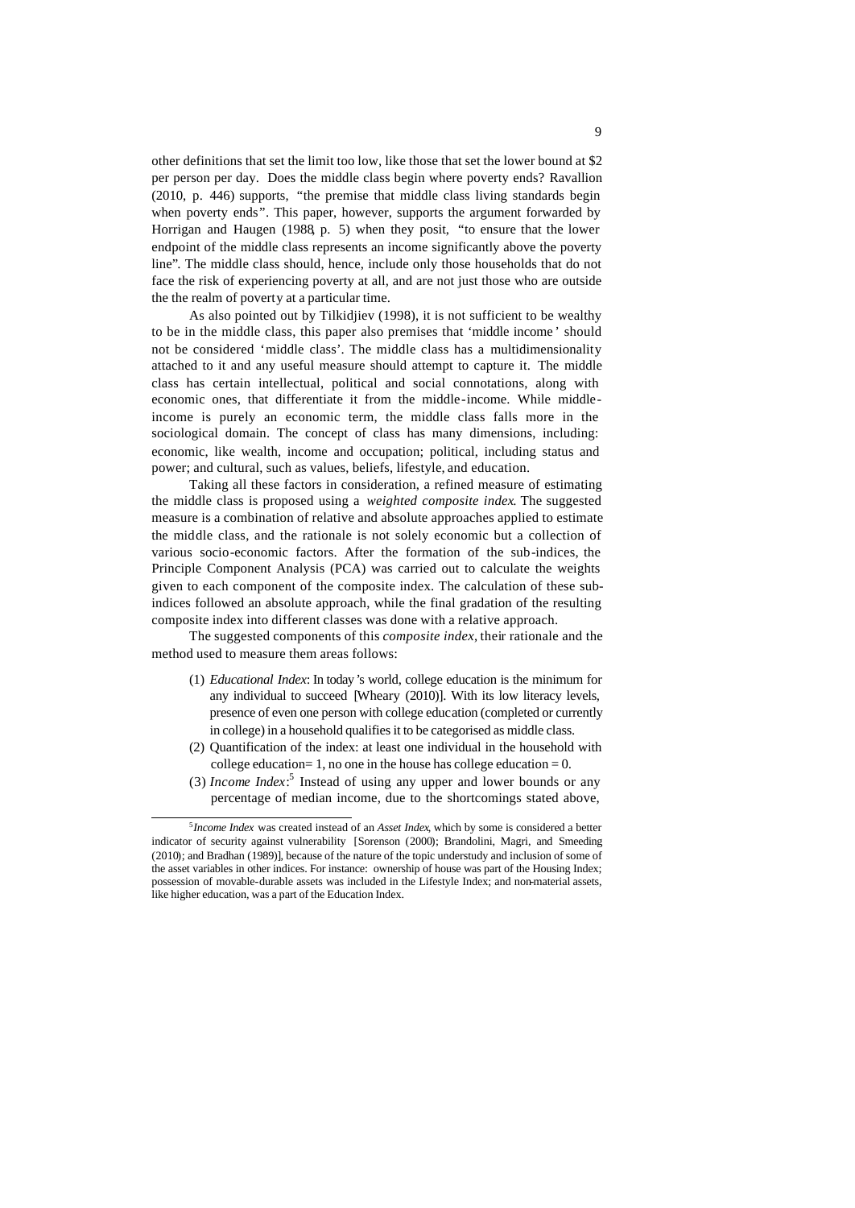other definitions that set the limit too low, like those that set the lower bound at $2 per person per day. Does the middle class begin where poverty ends? Ravallion (2010, p. 446) supports, "the premise that middle class living standards begin when poverty ends". This paper, however, supports the argument forwarded by Horrigan and Haugen (1988, p. 5) when they posit, "to ensure that the lower endpoint of the middle class represents an income significantly above the poverty line". The middle class should, hence, include only those households that do not face the risk of experiencing poverty at all, and are not just those who are outside the the realm of poverty at a particular time.

As also pointed out by Tilkidjiev (1998), it is not sufficient to be wealthy to be in the middle class, this paper also premises that 'middle income' should not be considered 'middle class'. The middle class has a multidimensionality attached to it and any useful measure should attempt to capture it. The middle class has certain intellectual, political and social connotations, along with economic ones, that differentiate it from the middle-income. While middle-income is purely an economic term, the middle class falls more in the sociological domain. The concept of class has many dimensions, including: economic, like wealth, income and occupation; political, including status and power; and cultural, such as values, beliefs, lifestyle, and education.

Taking all these factors in consideration, a refined measure of estimating the middle class is proposed using a *weighted composite index*. The suggested measure is a combination of relative and absolute approaches applied to estimate the middle class, and the rationale is not solely economic but a collection of various socio-economic factors. After the formation of the sub-indices, the Principle Component Analysis (PCA) was carried out to calculate the weights given to each component of the composite index. The calculation of these sub-indices followed an absolute approach, while the final gradation of the resulting composite index into different classes was done with a relative approach.

The suggested components of this *composite index*, their rationale and the method used to measure them areas follows:

(1) *Educational Index*: In today's world, college education is the minimum for any individual to succeed [Wheary (2010)]. With its low literacy levels, presence of even one person with college education (completed or currently in college) in a household qualifies it to be categorised as middle class.

(2) Quantification of the index: at least one individual in the household with college education= 1, no one in the house has college education = 0.

(3) *Income Index*:[5] Instead of using any upper and lower bounds or any percentage of median income, due to the shortcomings stated above,

---

[5] *Income Index* was created instead of an *Asset Index*, which by some is considered a better indicator of security against vulnerability [Sorenson (2000); Brandolini, Magri, and Smeeding (2010); and Bradhan (1989)], because of the nature of the topic understudy and inclusion of some of the asset variables in other indices. For instance: ownership of house was part of the Housing Index; possession of movable-durable assets was included in the Lifestyle Index; and non-material assets, like higher education, was a part of the Education Index.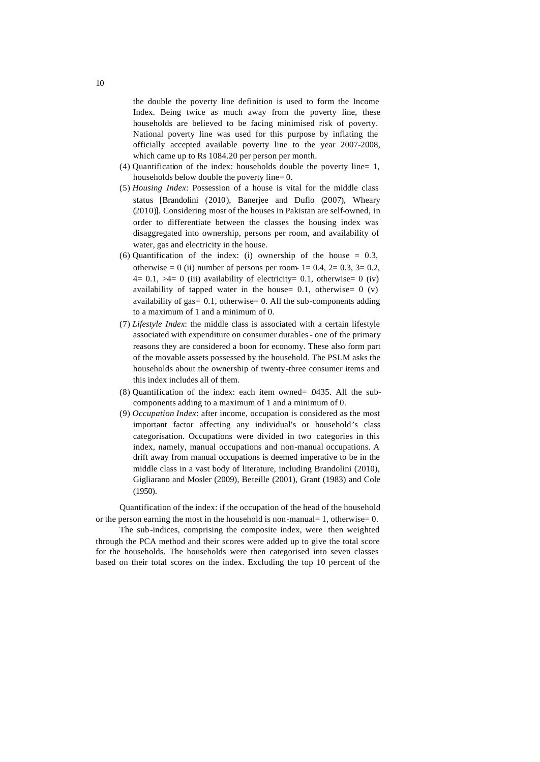the double the poverty line definition is used to form the Income Index. Being twice as much away from the poverty line, these households are believed to be facing minimised risk of poverty. National poverty line was used for this purpose by inflating the officially accepted available poverty line to the year 2007-2008, which came up to Rs 1084.20 per person per month.

(4) Quantification of the index: households double the poverty line= 1, households below double the poverty line= 0.

(5) *Housing Index*: Possession of a house is vital for the middle class status [Brandolini (2010), Banerjee and Duflo (2007), Wheary (2010)]. Considering most of the houses in Pakistan are self-owned, in order to differentiate between the classes the housing index was disaggregated into ownership, persons per room, and availability of water, gas and electricity in the house.

(6) Quantification of the index: (i) ownership of the house = 0.3, otherwise = 0 (ii) number of persons per room- 1= 0.4, 2= 0.3, 3= 0.2, 4= 0.1, >4= 0 (iii) availability of electricity= 0.1, otherwise= 0 (iv) availability of tapped water in the house= 0.1, otherwise= 0 (v) availability of gas= 0.1, otherwise= 0. All the sub-components adding to a maximum of 1 and a minimum of 0.

(7) *Lifestyle Index*: the middle class is associated with a certain lifestyle associated with expenditure on consumer durables - one of the primary reasons they are considered a boon for economy. These also form part of the movable assets possessed by the household. The PSLM asks the households about the ownership of twenty-three consumer items and this index includes all of them.

(8) Quantification of the index: each item owned= .0435. All the sub-components adding to a maximum of 1 and a minimum of 0.

(9) *Occupation Index*: after income, occupation is considered as the most important factor affecting any individual's or household's class categorisation. Occupations were divided in two categories in this index, namely, manual occupations and non-manual occupations. A drift away from manual occupations is deemed imperative to be in the middle class in a vast body of literature, including Brandolini (2010), Gigliarano and Mosler (2009), Beteille (2001), Grant (1983) and Cole (1950).

Quantification of the index: if the occupation of the head of the household or the person earning the most in the household is non-manual= 1, otherwise= 0.

The sub-indices, comprising the composite index, were then weighted through the PCA method and their scores were added up to give the total score for the households. The households were then categorised into seven classes based on their total scores on the index. Excluding the top 10 percent of the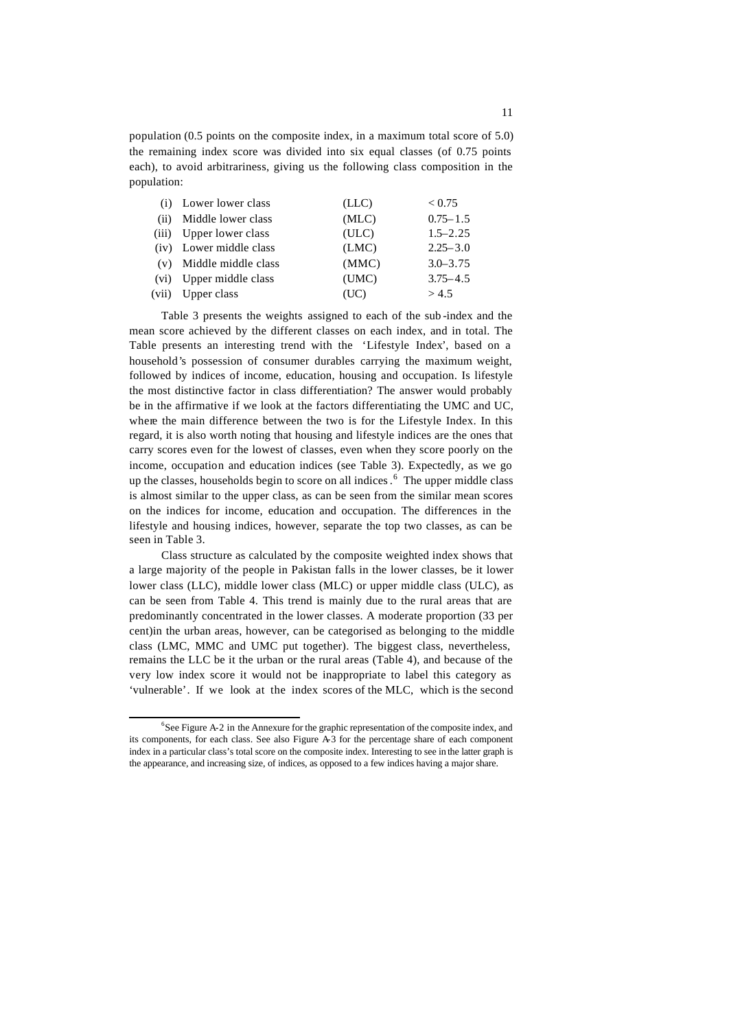population (0.5 points on the composite index, in a maximum total score of 5.0) the remaining index score was divided into six equal classes (of 0.75 points each), to avoid arbitrariness, giving us the following class composition in the population:

| | | | |
|---|---|---|---|
| (i) | Lower lower class | (LLC) | < 0.75 |
| (ii) | Middle lower class | (MLC) | 0.75–1.5 |
| (iii) | Upper lower class | (ULC) | 1.5–2.25 |
| (iv) | Lower middle class | (LMC) | 2.25–3.0 |
| (v) | Middle middle class | (MMC) | 3.0–3.75 |
| (vi) | Upper middle class | (UMC) | 3.75–4.5 |
| (vii) | Upper class | (UC) | > 4.5 |

Table 3 presents the weights assigned to each of the sub-index and the mean score achieved by the different classes on each index, and in total. The Table presents an interesting trend with the 'Lifestyle Index', based on a household's possession of consumer durables carrying the maximum weight, followed by indices of income, education, housing and occupation. Is lifestyle the most distinctive factor in class differentiation? The answer would probably be in the affirmative if we look at the factors differentiating the UMC and UC, where the main difference between the two is for the Lifestyle Index. In this regard, it is also worth noting that housing and lifestyle indices are the ones that carry scores even for the lowest of classes, even when they score poorly on the income, occupation and education indices (see Table 3). Expectedly, as we go up the classes, households begin to score on all indices.[6] The upper middle class is almost similar to the upper class, as can be seen from the similar mean scores on the indices for income, education and occupation. The differences in the lifestyle and housing indices, however, separate the top two classes, as can be seen in Table 3.

Class structure as calculated by the composite weighted index shows that a large majority of the people in Pakistan falls in the lower classes, be it lower lower class (LLC), middle lower class (MLC) or upper middle class (ULC), as can be seen from Table 4. This trend is mainly due to the rural areas that are predominantly concentrated in the lower classes. A moderate proportion (33 per cent)in the urban areas, however, can be categorised as belonging to the middle class (LMC, MMC and UMC put together). The biggest class, nevertheless, remains the LLC be it the urban or the rural areas (Table 4), and because of the very low index score it would not be inappropriate to label this category as 'vulnerable'. If we look at the index scores of the MLC, which is the second

[6] See Figure A-2 in the Annexure for the graphic representation of the composite index, and its components, for each class. See also Figure A-3 for the percentage share of each component index in a particular class's total score on the composite index. Interesting to see in the latter graph is the appearance, and increasing size, of indices, as opposed to a few indices having a major share.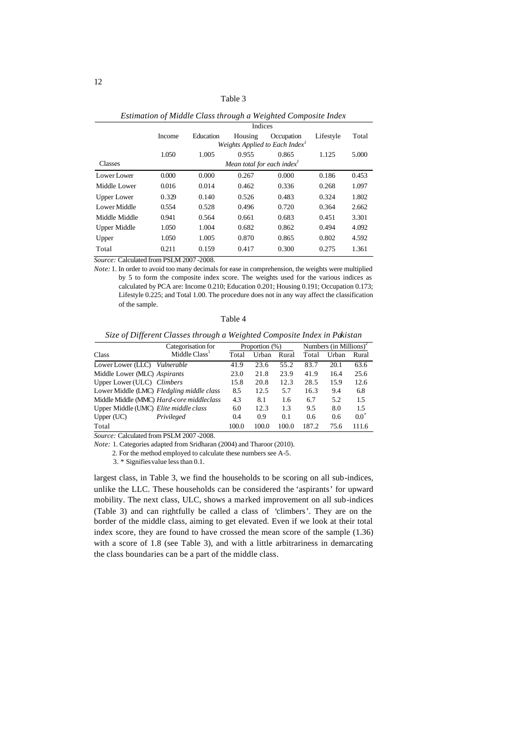Table 3

*Estimation of Middle Class through a Weighted Composite Index*

| | Indices | | | | | |
|---|---|---|---|---|---|---|
| | Income | Education | Housing | Occupation | Lifestyle | Total |
| | *Weights Applied to Each Index*[1] | | | | | |
| | 1.050 | 1.005 | 0.955 | 0.865 | 1.125 | 5.000 |
| Classes | *Mean total for each index*[1] | | | | | |
| Lower Lower | 0.000 | 0.000 | 0.267 | 0.000 | 0.186 | 0.453 |
| Middle Lower | 0.016 | 0.014 | 0.462 | 0.336 | 0.268 | 1.097 |
| Upper Lower | 0.329 | 0.140 | 0.526 | 0.483 | 0.324 | 1.802 |
| Lower Middle | 0.554 | 0.528 | 0.496 | 0.720 | 0.364 | 2.662 |
| Middle Middle | 0.941 | 0.564 | 0.661 | 0.683 | 0.451 | 3.301 |
| Upper Middle | 1.050 | 1.004 | 0.682 | 0.862 | 0.494 | 4.092 |
| Upper | 1.050 | 1.005 | 0.870 | 0.865 | 0.802 | 4.592 |
| Total | 0.211 | 0.159 | 0.417 | 0.300 | 0.275 | 1.361 |

*Source:* Calculated from PSLM 2007-2008.

*Note:* 1. In order to avoid too many decimals for ease in comprehension, the weights were multiplied by 5 to form the composite index score. The weights used for the various indices as calculated by PCA are: Income 0.210; Education 0.201; Housing 0.191; Occupation 0.173; Lifestyle 0.225; and Total 1.00. The procedure does not in any way affect the classification of the sample.

Table 4

*Size of Different Classes through a Weighted Composite Index in Pakistan*

| Class | Categorisation for Middle Class[1] | Proportion (%) | | | Numbers (in Millions)[2] | | |
|---|---|---|---|---|---|---|---|
| | | Total | Urban | Rural | Total | Urban | Rural |
| Lower Lower (LLC) | *Vulnerable* | 41.9 | 23.6 | 55.2 | 83.7 | 20.1 | 63.6 |
| Middle Lower (MLC) | *Aspirants* | 23.0 | 21.8 | 23.9 | 41.9 | 16.4 | 25.6 |
| Upper Lower (ULC) | *Climbers* | 15.8 | 20.8 | 12.3 | 28.5 | 15.9 | 12.6 |
| Lower Middle (LMC) | *Fledgling middle class* | 8.5 | 12.5 | 5.7 | 16.3 | 9.4 | 6.8 |
| Middle Middle (MMC) | *Hard-core middleclass* | 4.3 | 8.1 | 1.6 | 6.7 | 5.2 | 1.5 |
| Upper Middle (UMC) | *Elite middle class* | 6.0 | 12.3 | 1.3 | 9.5 | 8.0 | 1.5 |
| Upper (UC) | *Privileged* | 0.4 | 0.9 | 0.1 | 0.6 | 0.6 | 0.0* |
| Total | | 100.0 | 100.0 | 100.0 | 187.2 | 75.6 | 111.6 |

*Source:* Calculated from PSLM 2007-2008.

*Note:* 1. Categories adapted from Sridharan (2004) and Tharoor (2010).

2. For the method employed to calculate these numbers see A-5.

3. * Signifies value less than 0.1.

largest class, in Table 3, we find the households to be scoring on all sub-indices, unlike the LLC. These households can be considered the 'aspirants' for upward mobility. The next class, ULC, shows a marked improvement on all sub-indices (Table 3) and can rightfully be called a class of 'climbers'. They are on the border of the middle class, aiming to get elevated. Even if we look at their total index score, they are found to have crossed the mean score of the sample (1.36) with a score of 1.8 (see Table 3), and with a little arbitrariness in demarcating the class boundaries can be a part of the middle class.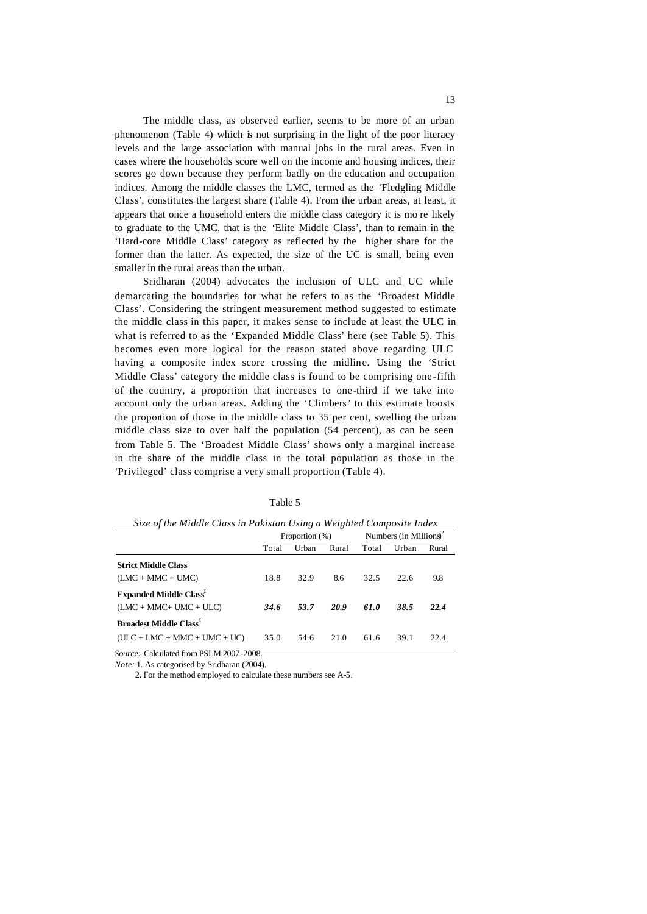The middle class, as observed earlier, seems to be more of an urban phenomenon (Table 4) which is not surprising in the light of the poor literacy levels and the large association with manual jobs in the rural areas. Even in cases where the households score well on the income and housing indices, their scores go down because they perform badly on the education and occupation indices. Among the middle classes the LMC, termed as the 'Fledgling Middle Class', constitutes the largest share (Table 4). From the urban areas, at least, it appears that once a household enters the middle class category it is mo re likely to graduate to the UMC, that is the 'Elite Middle Class', than to remain in the 'Hard-core Middle Class' category as reflected by the higher share for the former than the latter. As expected, the size of the UC is small, being even smaller in the rural areas than the urban.

Sridharan (2004) advocates the inclusion of ULC and UC while demarcating the boundaries for what he refers to as the 'Broadest Middle Class'. Considering the stringent measurement method suggested to estimate the middle class in this paper, it makes sense to include at least the ULC in what is referred to as the 'Expanded Middle Class' here (see Table 5). This becomes even more logical for the reason stated above regarding ULC having a composite index score crossing the midline. Using the 'Strict Middle Class' category the middle class is found to be comprising one-fifth of the country, a proportion that increases to one-third if we take into account only the urban areas. Adding the 'Climbers' to this estimate boosts the proportion of those in the middle class to 35 per cent, swelling the urban middle class size to over half the population (54 percent), as can be seen from Table 5. The 'Broadest Middle Class' shows only a marginal increase in the share of the middle class in the total population as those in the 'Privileged' class comprise a very small proportion (Table 4).

Table 5

*Size of the Middle Class in Pakistan Using a Weighted Composite Index*

| | Proportion (%) | | | Numbers (in Millions)[2] | | |
|---|---|---|---|---|---|---|
| | Total | Urban | Rural | Total | Urban | Rural |
| **Strict Middle Class** | | | | | | |
| (LMC + MMC + UMC) | 18.8 | 32.9 | 8.6 | 32.5 | 22.6 | 9.8 |
| **Expanded Middle Class[1]** | | | | | | |
| (LMC + MMC+ UMC + ULC) | ***34.6*** | ***53.7*** | ***20.9*** | ***61.0*** | ***38.5*** | ***22.4*** |
| **Broadest Middle Class[1]** | | | | | | |
| (ULC + LMC + MMC + UMC + UC) | 35.0 | 54.6 | 21.0 | 61.6 | 39.1 | 22.4 |

*Source:* Calculated from PSLM 2007-2008.

*Note:* 1. As categorised by Sridharan (2004).

2. For the method employed to calculate these numbers see A-5.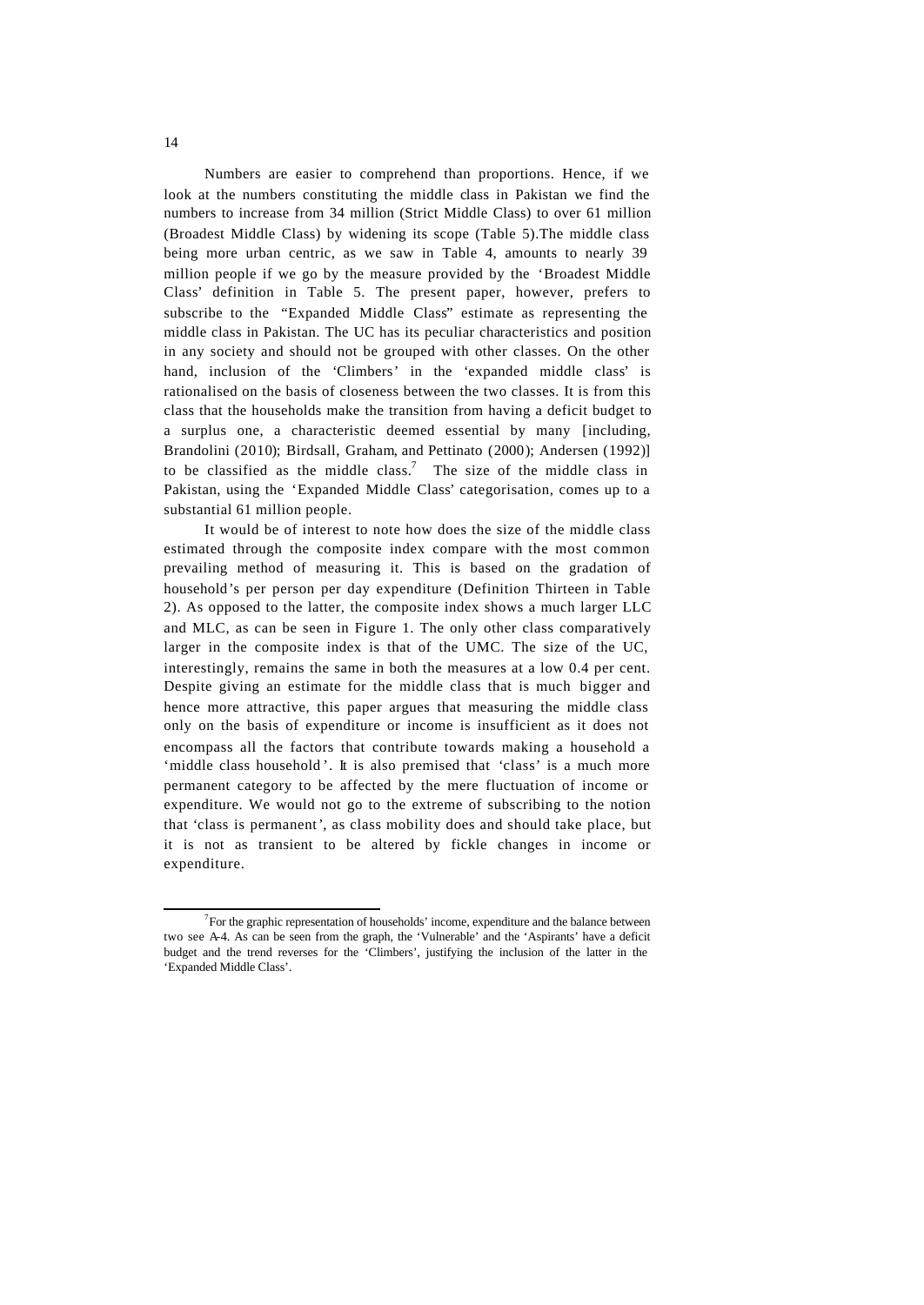Numbers are easier to comprehend than proportions. Hence, if we look at the numbers constituting the middle class in Pakistan we find the numbers to increase from 34 million (Strict Middle Class) to over 61 million (Broadest Middle Class) by widening its scope (Table 5).The middle class being more urban centric, as we saw in Table 4, amounts to nearly 39 million people if we go by the measure provided by the 'Broadest Middle Class' definition in Table 5. The present paper, however, prefers to subscribe to the "Expanded Middle Class" estimate as representing the middle class in Pakistan. The UC has its peculiar characteristics and position in any society and should not be grouped with other classes. On the other hand, inclusion of the 'Climbers' in the 'expanded middle class' is rationalised on the basis of closeness between the two classes. It is from this class that the households make the transition from having a deficit budget to a surplus one, a characteristic deemed essential by many [including, Brandolini (2010); Birdsall, Graham, and Pettinato (2000); Andersen (1992)] to be classified as the middle class.[7] The size of the middle class in Pakistan, using the 'Expanded Middle Class' categorisation, comes up to a substantial 61 million people.

It would be of interest to note how does the size of the middle class estimated through the composite index compare with the most common prevailing method of measuring it. This is based on the gradation of household's per person per day expenditure (Definition Thirteen in Table 2). As opposed to the latter, the composite index shows a much larger LLC and MLC, as can be seen in Figure 1. The only other class comparatively larger in the composite index is that of the UMC. The size of the UC, interestingly, remains the same in both the measures at a low 0.4 per cent. Despite giving an estimate for the middle class that is much bigger and hence more attractive, this paper argues that measuring the middle class only on the basis of expenditure or income is insufficient as it does not encompass all the factors that contribute towards making a household a 'middle class household'. It is also premised that 'class' is a much more permanent category to be affected by the mere fluctuation of income or expenditure. We would not go to the extreme of subscribing to the notion that 'class is permanent', as class mobility does and should take place, but it is not as transient to be altered by fickle changes in income or expenditure.

---

[7] For the graphic representation of households' income, expenditure and the balance between two see A-4. As can be seen from the graph, the 'Vulnerable' and the 'Aspirants' have a deficit budget and the trend reverses for the 'Climbers', justifying the inclusion of the latter in the 'Expanded Middle Class'.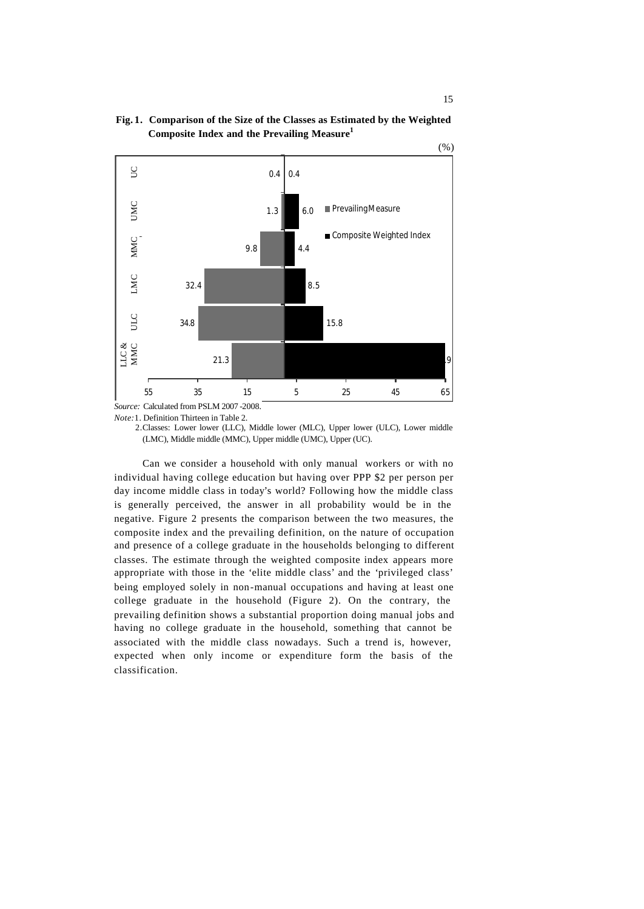**Fig. 1. Comparison of the Size of the Classes as Estimated by the Weighted Composite Index and the Prevailing Measure[1]**

(%)

| Class | Prevailing Measure | Composite Weighted Index |
|---|---|---|
| UC | 0.4 | 0.4 |
| UMC | 1.3 | 6.0 |
| MMC | 9.8 | 4.4 |
| LMC | 32.4 | 8.5 |
| ULC | 34.8 | 15.8 |
| LLC & MMC | 21.3 | 9 |

*Source:* Calculated from PSLM 2007-2008.

*Note:* 1. Definition Thirteen in Table 2.

2. Classes: Lower lower (LLC), Middle lower (MLC), Upper lower (ULC), Lower middle (LMC), Middle middle (MMC), Upper middle (UMC), Upper (UC).

Can we consider a household with only manual workers or with no individual having college education but having over PPP $2 per person per day income middle class in today's world? Following how the middle class is generally perceived, the answer in all probability would be in the negative. Figure 2 presents the comparison between the two measures, the composite index and the prevailing definition, on the nature of occupation and presence of a college graduate in the households belonging to different classes. The estimate through the weighted composite index appears more appropriate with those in the 'elite middle class' and the 'privileged class' being employed solely in non-manual occupations and having at least one college graduate in the household (Figure 2). On the contrary, the prevailing definition shows a substantial proportion doing manual jobs and having no college graduate in the household, something that cannot be associated with the middle class nowadays. Such a trend is, however, expected when only income or expenditure form the basis of the classification.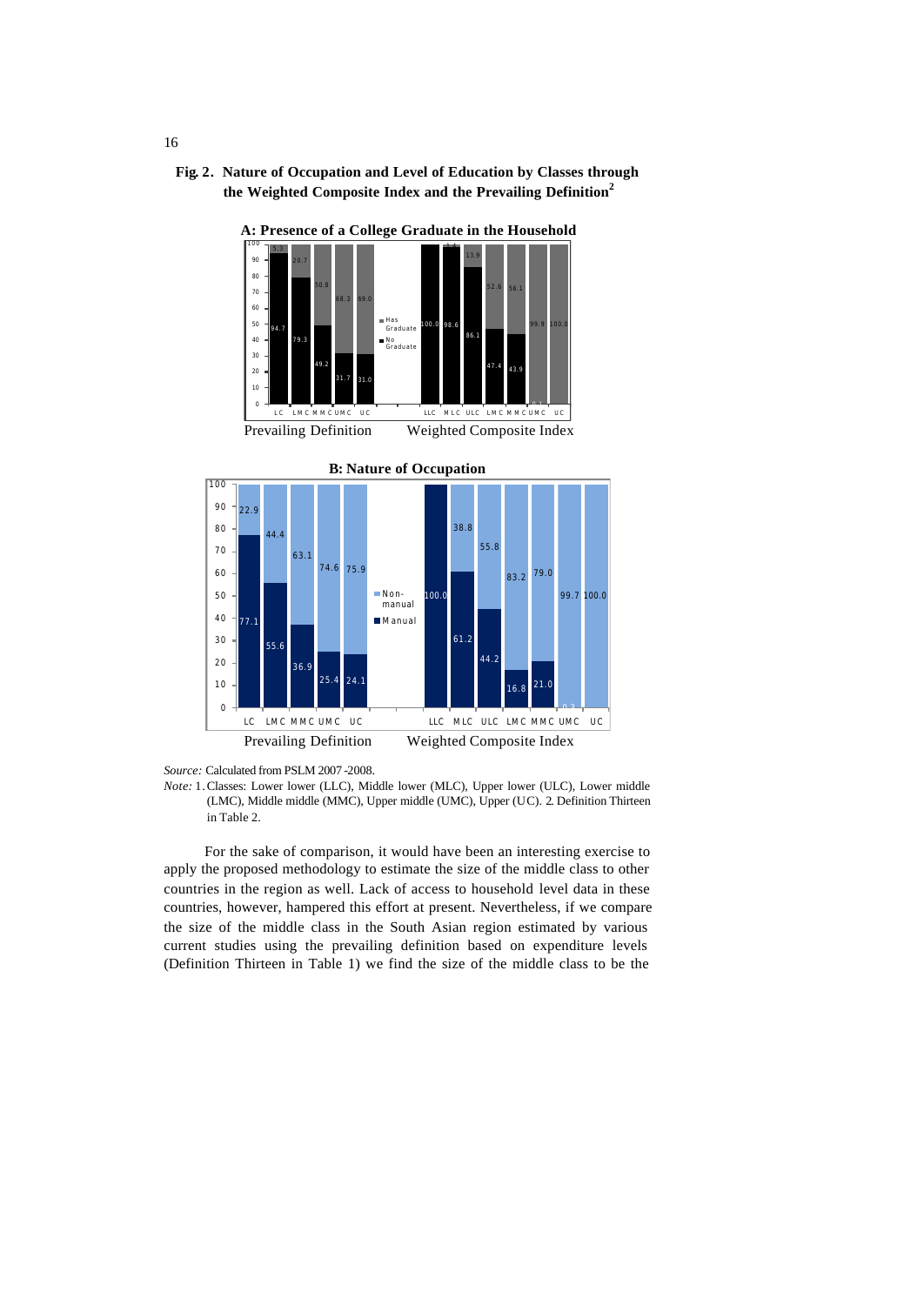**Fig. 2. Nature of Occupation and Level of Education by Classes through the Weighted Composite Index and the Prevailing Definition[2]**

**A: Presence of a College Graduate in the Household**

| | Prevailing Definition | | | | | Weighted Composite Index | | | | | | |
|---|---|---|---|---|---|---|---|---|---|---|---|---|
| | LC | LMC | MMC | UMC | UC | LLC | MLC | ULC | LMC | MMC | UMC | UC |
| Has Graduate | 5.3 | 20.7 | 50.8 | 68.3 | 69.0 | | 1.4 | 13.9 | 52.6 | 56.1 | 99.9 | 100.0 |
| No Graduate | 94.7 | 79.3 | 49.2 | 31.7 | 31.0 | 100.0 | 98.6 | 86.1 | 47.4 | 43.9 | 0.1 | |

**B: Nature of Occupation**

| | Prevailing Definition | | | | | Weighted Composite Index | | | | | | |
|---|---|---|---|---|---|---|---|---|---|---|---|---|
| | LC | LMC | MMC | UMC | UC | LLC | MLC | ULC | LMC | MMC | UMC | UC |
| Non-manual | 22.9 | 44.4 | 63.1 | 74.6 | 75.9 | | 38.8 | 55.8 | 83.2 | 79.0 | 99.7 | 100.0 |
| Manual | 77.1 | 55.6 | 36.9 | 25.4 | 24.1 | 100.0 | 61.2 | 44.2 | 16.8 | 21.0 | 0.3 | |

*Source:* Calculated from PSLM 2007-2008.

*Note:* 1. Classes: Lower lower (LLC), Middle lower (MLC), Upper lower (ULC), Lower middle (LMC), Middle middle (MMC), Upper middle (UMC), Upper (UC). 2. Definition Thirteen in Table 2.

For the sake of comparison, it would have been an interesting exercise to apply the proposed methodology to estimate the size of the middle class to other countries in the region as well. Lack of access to household level data in these countries, however, hampered this effort at present. Nevertheless, if we compare the size of the middle class in the South Asian region estimated by various current studies using the prevailing definition based on expenditure levels (Definition Thirteen in Table 1) we find the size of the middle class to be the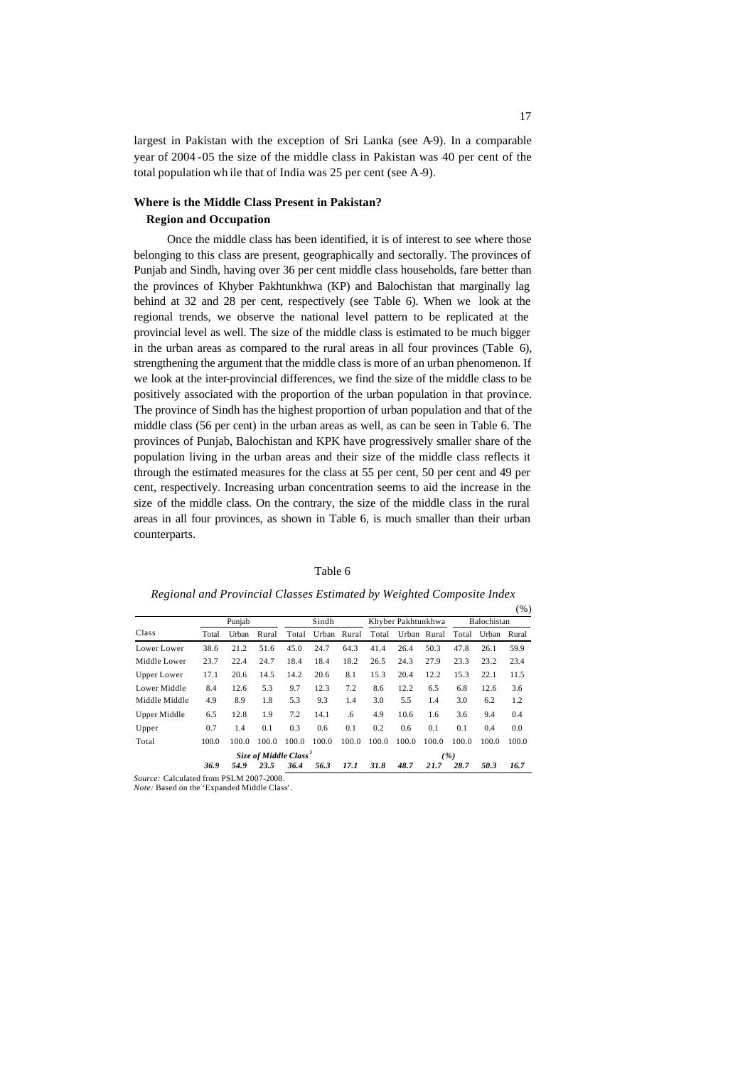largest in Pakistan with the exception of Sri Lanka (see A-9). In a comparable year of 2004-05 the size of the middle class in Pakistan was 40 per cent of the total population while that of India was 25 per cent (see A-9).

## Where is the Middle Class Present in Pakistan?

### Region and Occupation

Once the middle class has been identified, it is of interest to see where those belonging to this class are present, geographically and sectorally. The provinces of Punjab and Sindh, having over 36 per cent middle class households, fare better than the provinces of Khyber Pakhtunkhwa (KP) and Balochistan that marginally lag behind at 32 and 28 per cent, respectively (see Table 6). When we look at the regional trends, we observe the national level pattern to be replicated at the provincial level as well. The size of the middle class is estimated to be much bigger in the urban areas as compared to the rural areas in all four provinces (Table 6), strengthening the argument that the middle class is more of an urban phenomenon. If we look at the inter-provincial differences, we find the size of the middle class to be positively associated with the proportion of the urban population in that province. The province of Sindh has the highest proportion of urban population and that of the middle class (56 per cent) in the urban areas as well, as can be seen in Table 6. The provinces of Punjab, Balochistan and KPK have progressively smaller share of the population living in the urban areas and their size of the middle class reflects it through the estimated measures for the class at 55 per cent, 50 per cent and 49 per cent, respectively. Increasing urban concentration seems to aid the increase in the size of the middle class. On the contrary, the size of the middle class in the rural areas in all four provinces, as shown in Table 6, is much smaller than their urban counterparts.

Table 6

*Regional and Provincial Classes Estimated by Weighted Composite Index*

(%)

| | Punjab | | | Sindh | | | Khyber Pakhtunkhwa | | | Balochistan | | |
|---|---|---|---|---|---|---|---|---|---|---|---|---|
| Class | Total | Urban | Rural | Total | Urban | Rural | Total | Urban | Rural | Total | Urban | Rural |
| Lower Lower | 38.6 | 21.2 | 51.6 | 45.0 | 24.7 | 64.3 | 41.4 | 26.4 | 50.3 | 47.8 | 26.1 | 59.9 |
| Middle Lower | 23.7 | 22.4 | 24.7 | 18.4 | 18.4 | 18.2 | 26.5 | 24.3 | 27.9 | 23.3 | 23.2 | 23.4 |
| Upper Lower | 17.1 | 20.6 | 14.5 | 14.2 | 20.6 | 8.1 | 15.3 | 20.4 | 12.2 | 15.3 | 22.1 | 11.5 |
| Lower Middle | 8.4 | 12.6 | 5.3 | 9.7 | 12.3 | 7.2 | 8.6 | 12.2 | 6.5 | 6.8 | 12.6 | 3.6 |
| Middle Middle | 4.9 | 8.9 | 1.8 | 5.3 | 9.3 | 1.4 | 3.0 | 5.5 | 1.4 | 3.0 | 6.2 | 1.2 |
| Upper Middle | 6.5 | 12.8 | 1.9 | 7.2 | 14.1 | .6 | 4.9 | 10.6 | 1.6 | 3.6 | 9.4 | 0.4 |
| Upper | 0.7 | 1.4 | 0.1 | 0.3 | 0.6 | 0.1 | 0.2 | 0.6 | 0.1 | 0.1 | 0.4 | 0.0 |
| Total | 100.0 | 100.0 | 100.0 | 100.0 | 100.0 | 100.0 | 100.0 | 100.0 | 100.0 | 100.0 | 100.0 | 100.0 |
| | | | ***Size of Middle Class*** [1] | | | | | | ***(%)*** | | | |
| | ***36.9*** | ***54.9*** | ***23.5*** | ***36.4*** | ***56.3*** | ***17.1*** | ***31.8*** | ***48.7*** | ***21.7*** | ***28.7*** | ***50.3*** | ***16.7*** |

*Source:* Calculated from PSLM 2007-2008.
*Note:* Based on the 'Expanded Middle Class'.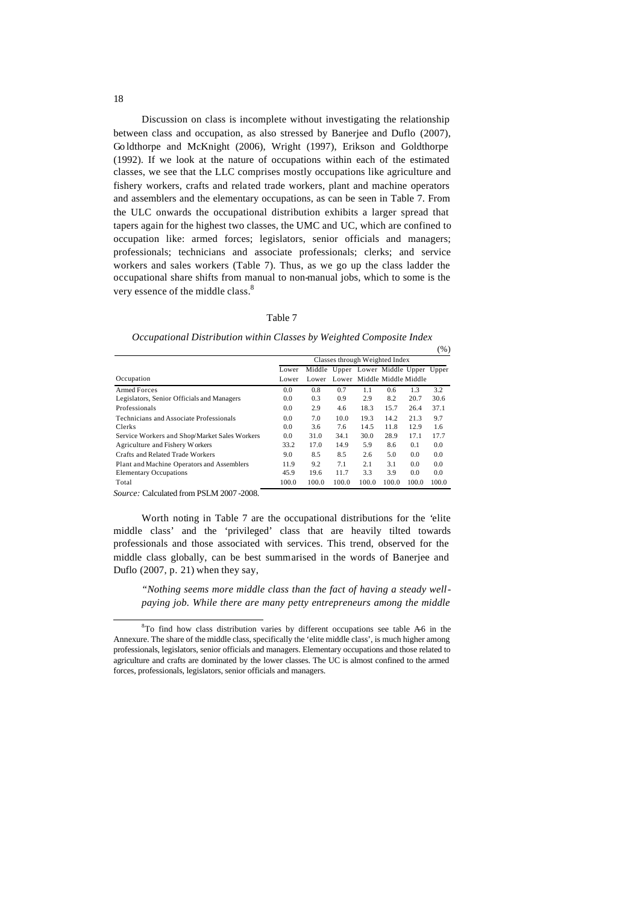Discussion on class is incomplete without investigating the relationship between class and occupation, as also stressed by Banerjee and Duflo (2007), Goldthorpe and McKnight (2006), Wright (1997), Erikson and Goldthorpe (1992). If we look at the nature of occupations within each of the estimated classes, we see that the LLC comprises mostly occupations like agriculture and fishery workers, crafts and related trade workers, plant and machine operators and assemblers and the elementary occupations, as can be seen in Table 7. From the ULC onwards the occupational distribution exhibits a larger spread that tapers again for the highest two classes, the UMC and UC, which are confined to occupation like: armed forces; legislators, senior officials and managers; professionals; technicians and associate professionals; clerks; and service workers and sales workers (Table 7). Thus, as we go up the class ladder the occupational share shifts from manual to non-manual jobs, which to some is the very essence of the middle class.[8]

Table 7

*Occupational Distribution within Classes by Weighted Composite Index*

(%)

| | Classes through Weighted Index | | | | | | |
|---|---|---|---|---|---|---|---|
| Occupation | Lower Lower | Middle Lower | Upper Lower | Lower Middle | Middle Middle | Upper Middle | Upper |
| Armed Forces | 0.0 | 0.8 | 0.7 | 1.1 | 0.6 | 1.3 | 3.2 |
| Legislators, Senior Officials and Managers | 0.0 | 0.3 | 0.9 | 2.9 | 8.2 | 20.7 | 30.6 |
| Professionals | 0.0 | 2.9 | 4.6 | 18.3 | 15.7 | 26.4 | 37.1 |
| Technicians and Associate Professionals | 0.0 | 7.0 | 10.0 | 19.3 | 14.2 | 21.3 | 9.7 |
| Clerks | 0.0 | 3.6 | 7.6 | 14.5 | 11.8 | 12.9 | 1.6 |
| Service Workers and Shop/Market Sales Workers | 0.0 | 31.0 | 34.1 | 30.0 | 28.9 | 17.1 | 17.7 |
| Agriculture and Fishery Workers | 33.2 | 17.0 | 14.9 | 5.9 | 8.6 | 0.1 | 0.0 |
| Crafts and Related Trade Workers | 9.0 | 8.5 | 8.5 | 2.6 | 5.0 | 0.0 | 0.0 |
| Plant and Machine Operators and Assemblers | 11.9 | 9.2 | 7.1 | 2.1 | 3.1 | 0.0 | 0.0 |
| Elementary Occupations | 45.9 | 19.6 | 11.7 | 3.3 | 3.9 | 0.0 | 0.0 |
| Total | 100.0 | 100.0 | 100.0 | 100.0 | 100.0 | 100.0 | 100.0 |

*Source:* Calculated from PSLM 2007-2008.

Worth noting in Table 7 are the occupational distributions for the 'elite middle class' and the 'privileged' class that are heavily tilted towards professionals and those associated with services. This trend, observed for the middle class globally, can be best summarised in the words of Banerjee and Duflo (2007, p. 21) when they say,

> *"Nothing seems more middle class than the fact of having a steady well-paying job. While there are many petty entrepreneurs among the middle*

[8] To find how class distribution varies by different occupations see table A-6 in the Annexure. The share of the middle class, specifically the 'elite middle class', is much higher among professionals, legislators, senior officials and managers. Elementary occupations and those related to agriculture and crafts are dominated by the lower classes. The UC is almost confined to the armed forces, professionals, legislators, senior officials and managers.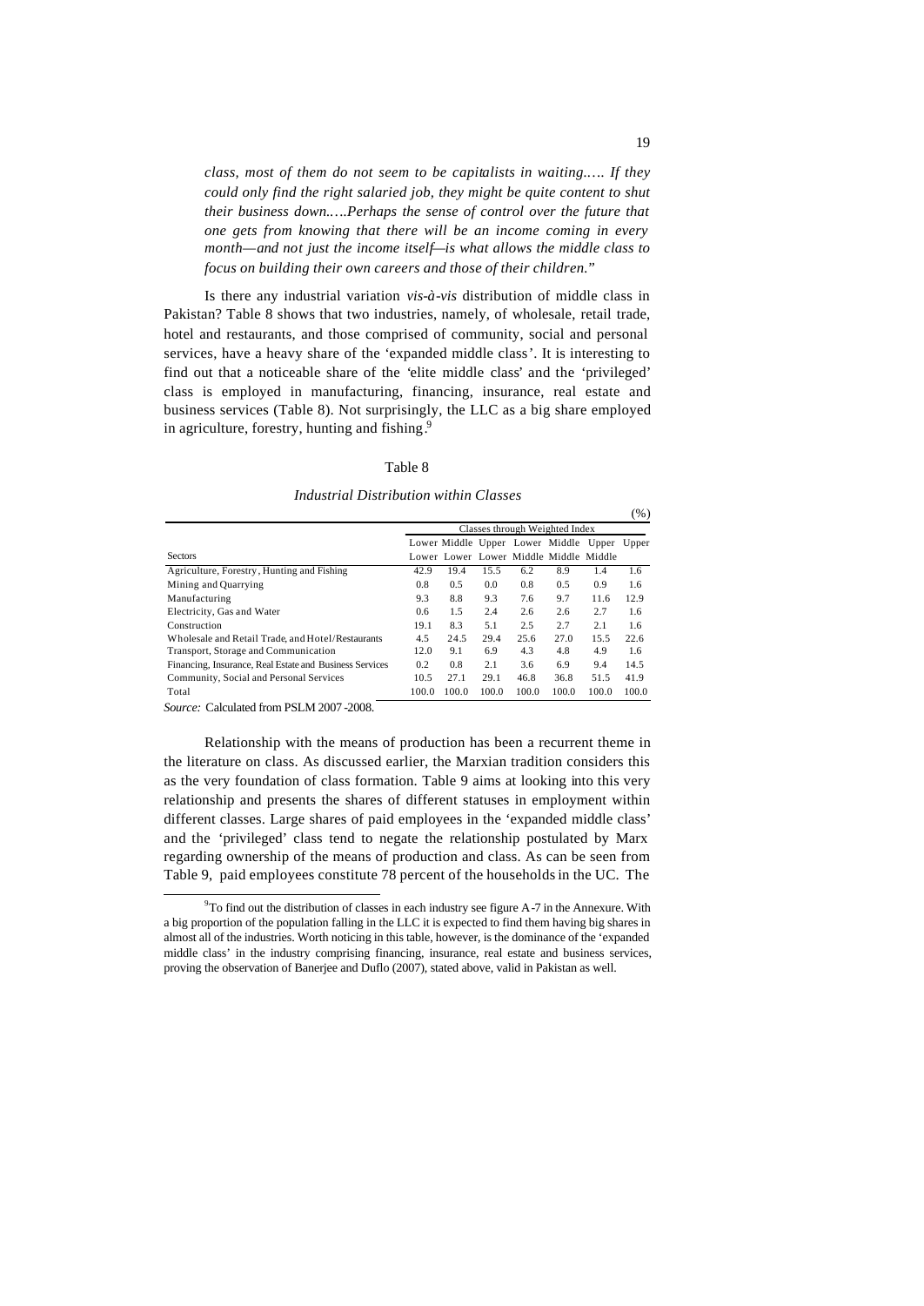*class, most of them do not seem to be capitalists in waiting..… If they could only find the right salaried job, they might be quite content to shut their business down..…Perhaps the sense of control over the future that one gets from knowing that there will be an income coming in every month—and not just the income itself—is what allows the middle class to focus on building their own careers and those of their children.*"

Is there any industrial variation *vis-à-vis* distribution of middle class in Pakistan? Table 8 shows that two industries, namely, of wholesale, retail trade, hotel and restaurants, and those comprised of community, social and personal services, have a heavy share of the 'expanded middle class'. It is interesting to find out that a noticeable share of the 'elite middle class' and the 'privileged' class is employed in manufacturing, financing, insurance, real estate and business services (Table 8). Not surprisingly, the LLC as a big share employed in agriculture, forestry, hunting and fishing.[9]

Table 8

*Industrial Distribution within Classes*

(%)

| Sectors | Classes through Weighted Index | | | | | | |
|---|---|---|---|---|---|---|---|
| | Lower Lower | Middle Lower | Upper Lower | Lower Middle | Middle Middle | Upper Middle | Upper |
| Agriculture, Forestry, Hunting and Fishing | 42.9 | 19.4 | 15.5 | 6.2 | 8.9 | 1.4 | 1.6 |
| Mining and Quarrying | 0.8 | 0.5 | 0.0 | 0.8 | 0.5 | 0.9 | 1.6 |
| Manufacturing | 9.3 | 8.8 | 9.3 | 7.6 | 9.7 | 11.6 | 12.9 |
| Electricity, Gas and Water | 0.6 | 1.5 | 2.4 | 2.6 | 2.6 | 2.7 | 1.6 |
| Construction | 19.1 | 8.3 | 5.1 | 2.5 | 2.7 | 2.1 | 1.6 |
| Wholesale and Retail Trade, and Hotel/Restaurants | 4.5 | 24.5 | 29.4 | 25.6 | 27.0 | 15.5 | 22.6 |
| Transport, Storage and Communication | 12.0 | 9.1 | 6.9 | 4.3 | 4.8 | 4.9 | 1.6 |
| Financing, Insurance, Real Estate and Business Services | 0.2 | 0.8 | 2.1 | 3.6 | 6.9 | 9.4 | 14.5 |
| Community, Social and Personal Services | 10.5 | 27.1 | 29.1 | 46.8 | 36.8 | 51.5 | 41.9 |
| Total | 100.0 | 100.0 | 100.0 | 100.0 | 100.0 | 100.0 | 100.0 |

*Source:* Calculated from PSLM 2007-2008.

Relationship with the means of production has been a recurrent theme in the literature on class. As discussed earlier, the Marxian tradition considers this as the very foundation of class formation. Table 9 aims at looking into this very relationship and presents the shares of different statuses in employment within different classes. Large shares of paid employees in the 'expanded middle class' and the 'privileged' class tend to negate the relationship postulated by Marx regarding ownership of the means of production and class. As can be seen from Table 9, paid employees constitute 78 percent of the households in the UC. The

[9] To find out the distribution of classes in each industry see figure A-7 in the Annexure. With a big proportion of the population falling in the LLC it is expected to find them having big shares in almost all of the industries. Worth noticing in this table, however, is the dominance of the 'expanded middle class' in the industry comprising financing, insurance, real estate and business services, proving the observation of Banerjee and Duflo (2007), stated above, valid in Pakistan as well.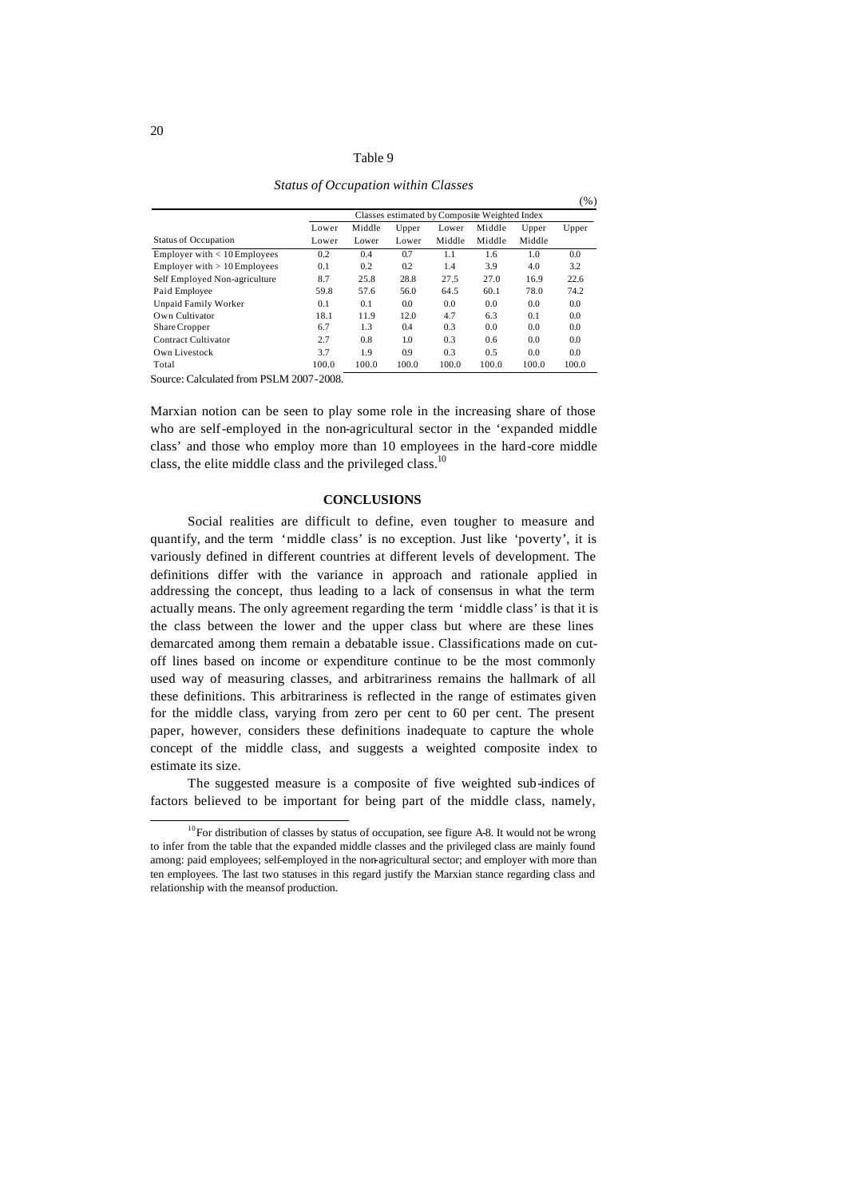Table 9

*Status of Occupation within Classes*

(%)

| Status of Occupation | Lower Lower | Middle Lower | Upper Lower | Lower Middle | Middle Middle | Upper Middle | Upper |
|---|---|---|---|---|---|---|---|
| | Classes estimated by Composite Weighted Index | | | | | | |
| Employer with < 10 Employees | 0.2 | 0.4 | 0.7 | 1.1 | 1.6 | 1.0 | 0.0 |
| Employer with > 10 Employees | 0.1 | 0.2 | 0.2 | 1.4 | 3.9 | 4.0 | 3.2 |
| Self Employed Non-agriculture | 8.7 | 25.8 | 28.8 | 27.5 | 27.0 | 16.9 | 22.6 |
| Paid Employee | 59.8 | 57.6 | 56.0 | 64.5 | 60.1 | 78.0 | 74.2 |
| Unpaid Family Worker | 0.1 | 0.1 | 0.0 | 0.0 | 0.0 | 0.0 | 0.0 |
| Own Cultivator | 18.1 | 11.9 | 12.0 | 4.7 | 6.3 | 0.1 | 0.0 |
| Share Cropper | 6.7 | 1.3 | 0.4 | 0.3 | 0.0 | 0.0 | 0.0 |
| Contract Cultivator | 2.7 | 0.8 | 1.0 | 0.3 | 0.6 | 0.0 | 0.0 |
| Own Livestock | 3.7 | 1.9 | 0.9 | 0.3 | 0.5 | 0.0 | 0.0 |
| Total | 100.0 | 100.0 | 100.0 | 100.0 | 100.0 | 100.0 | 100.0 |

Source: Calculated from PSLM 2007-2008.

Marxian notion can be seen to play some role in the increasing share of those who are self-employed in the non-agricultural sector in the 'expanded middle class' and those who employ more than 10 employees in the hard-core middle class, the elite middle class and the privileged class.[10]

## CONCLUSIONS

Social realities are difficult to define, even tougher to measure and quantify, and the term 'middle class' is no exception. Just like 'poverty', it is variously defined in different countries at different levels of development. The definitions differ with the variance in approach and rationale applied in addressing the concept, thus leading to a lack of consensus in what the term actually means. The only agreement regarding the term 'middle class' is that it is the class between the lower and the upper class but where are these lines demarcated among them remain a debatable issue. Classifications made on cut-off lines based on income or expenditure continue to be the most commonly used way of measuring classes, and arbitrariness remains the hallmark of all these definitions. This arbitrariness is reflected in the range of estimates given for the middle class, varying from zero per cent to 60 per cent. The present paper, however, considers these definitions inadequate to capture the whole concept of the middle class, and suggests a weighted composite index to estimate its size.

The suggested measure is a composite of five weighted sub-indices of factors believed to be important for being part of the middle class, namely,

[10] For distribution of classes by status of occupation, see figure A-8. It would not be wrong to infer from the table that the expanded middle classes and the privileged class are mainly found among: paid employees; self-employed in the non-agricultural sector; and employer with more than ten employees. The last two statuses in this regard justify the Marxian stance regarding class and relationship with the means of production.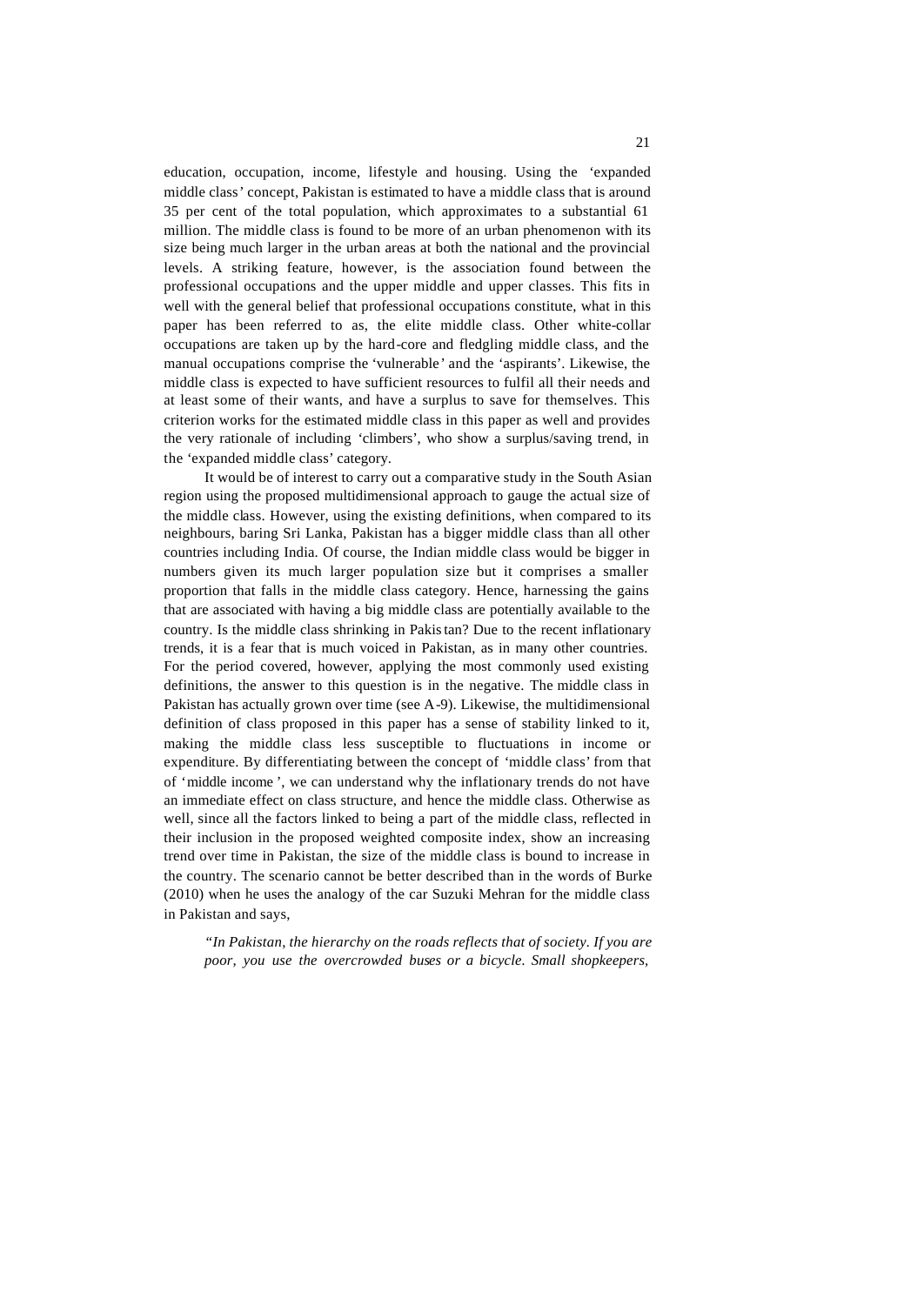education, occupation, income, lifestyle and housing. Using the 'expanded middle class' concept, Pakistan is estimated to have a middle class that is around 35 per cent of the total population, which approximates to a substantial 61 million. The middle class is found to be more of an urban phenomenon with its size being much larger in the urban areas at both the national and the provincial levels. A striking feature, however, is the association found between the professional occupations and the upper middle and upper classes. This fits in well with the general belief that professional occupations constitute, what in this paper has been referred to as, the elite middle class. Other white-collar occupations are taken up by the hard-core and fledgling middle class, and the manual occupations comprise the 'vulnerable' and the 'aspirants'. Likewise, the middle class is expected to have sufficient resources to fulfil all their needs and at least some of their wants, and have a surplus to save for themselves. This criterion works for the estimated middle class in this paper as well and provides the very rationale of including 'climbers', who show a surplus/saving trend, in the 'expanded middle class' category.

It would be of interest to carry out a comparative study in the South Asian region using the proposed multidimensional approach to gauge the actual size of the middle class. However, using the existing definitions, when compared to its neighbours, baring Sri Lanka, Pakistan has a bigger middle class than all other countries including India. Of course, the Indian middle class would be bigger in numbers given its much larger population size but it comprises a smaller proportion that falls in the middle class category. Hence, harnessing the gains that are associated with having a big middle class are potentially available to the country. Is the middle class shrinking in Pakistan? Due to the recent inflationary trends, it is a fear that is much voiced in Pakistan, as in many other countries. For the period covered, however, applying the most commonly used existing definitions, the answer to this question is in the negative. The middle class in Pakistan has actually grown over time (see A-9). Likewise, the multidimensional definition of class proposed in this paper has a sense of stability linked to it, making the middle class less susceptible to fluctuations in income or expenditure. By differentiating between the concept of 'middle class' from that of 'middle income', we can understand why the inflationary trends do not have an immediate effect on class structure, and hence the middle class. Otherwise as well, since all the factors linked to being a part of the middle class, reflected in their inclusion in the proposed weighted composite index, show an increasing trend over time in Pakistan, the size of the middle class is bound to increase in the country. The scenario cannot be better described than in the words of Burke (2010) when he uses the analogy of the car Suzuki Mehran for the middle class in Pakistan and says,

> *"In Pakistan, the hierarchy on the roads reflects that of society. If you are poor, you use the overcrowded buses or a bicycle. Small shopkeepers,*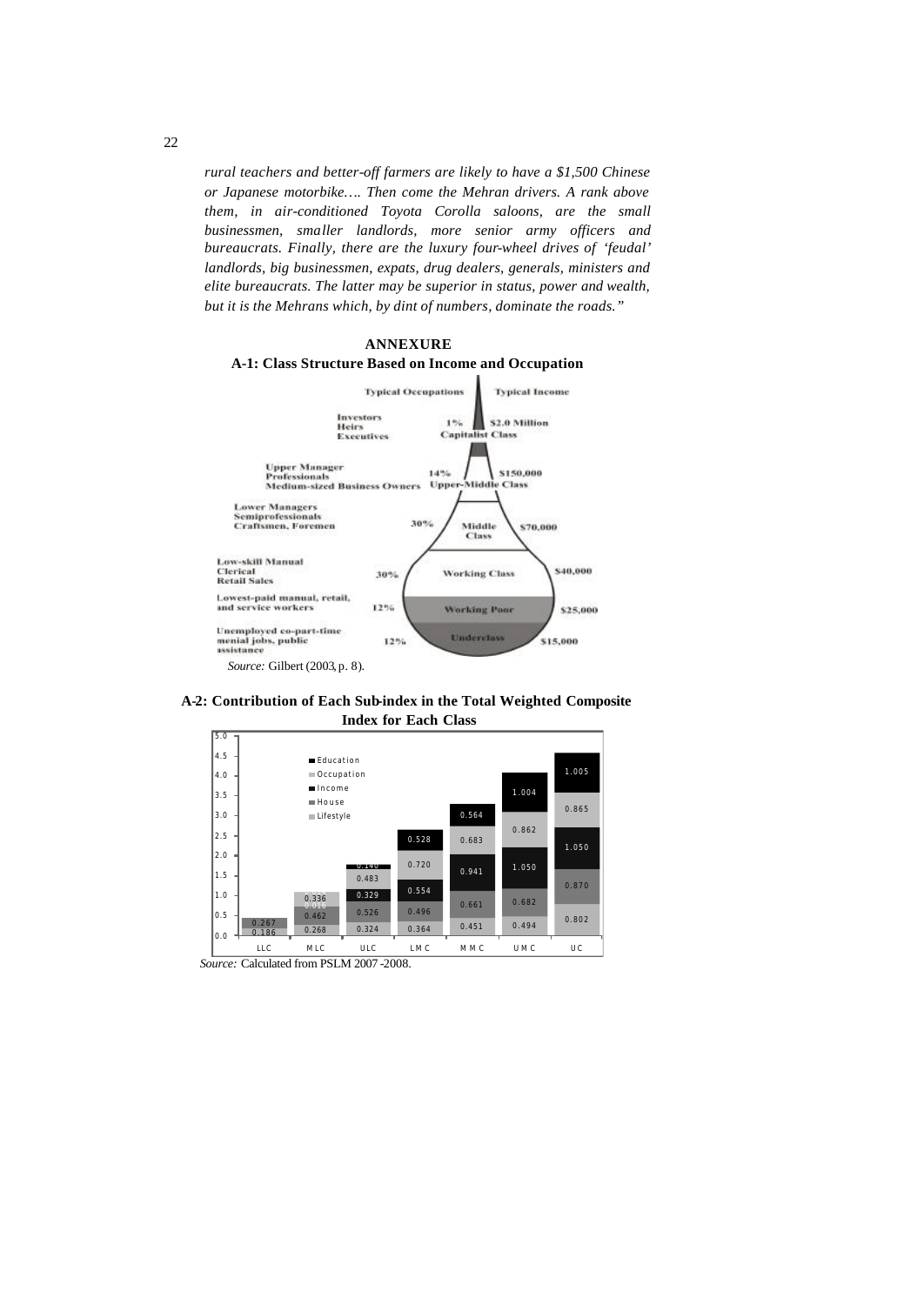*rural teachers and better-off farmers are likely to have a $1,500 Chinese or Japanese motorbike…. Then come the Mehran drivers. A rank above them, in air-conditioned Toyota Corolla saloons, are the small businessmen, smaller landlords, more senior army officers and bureaucrats. Finally, there are the luxury four-wheel drives of 'feudal' landlords, big businessmen, expats, drug dealers, generals, ministers and elite bureaucrats. The latter may be superior in status, power and wealth, but it is the Mehrans which, by dint of numbers, dominate the roads."*

## ANNEXURE

### A-1: Class Structure Based on Income and Occupation

| Typical Occupations | Share | Class | Typical Income |
|---|---|---|---|
| Investors, Heirs, Executives | 1% | Capitalist Class | $2.0 Million |
| Upper Manager, Professionals, Medium-sized Business Owners | 14% | Upper-Middle Class | $150,000 |
| Lower Managers, Semiprofessionals, Craftsmen, Foremen | 30% | Middle Class | $70,000 |
| Low-skill Manual, Clerical, Retail Sales | 30% | Working Class | $40,000 |
| Lowest-paid manual, retail, and service workers | 12% | Working Poor | $25,000 |
| Unemployed co-part-time menial jobs, public assistance | 12% | Underclass | $15,000 |

*Source:* Gilbert (2003, p. 8).

### A-2: Contribution of Each Sub-index in the Total Weighted Composite Index for Each Class

| Sub-index | LLC | MLC | ULC | LMC | MMC | UMC | UC |
|---|---|---|---|---|---|---|---|
| Lifestyle | 0.186 | 0.268 | 0.324 | 0.364 | 0.451 | 0.494 | 0.802 |
| House | 0.267 | 0.462 | 0.526 | 0.496 | 0.661 | 0.682 | 0.870 |
| Income | | 0.016 | 0.329 | 0.554 | 0.941 | 1.050 | 1.050 |
| Occupation | | 0.336 | 0.483 | 0.720 | 0.683 | 0.862 | 0.865 |
| Education | | | 0.140 | 0.528 | 0.564 | 1.004 | 1.005 |

*Source:* Calculated from PSLM 2007-2008.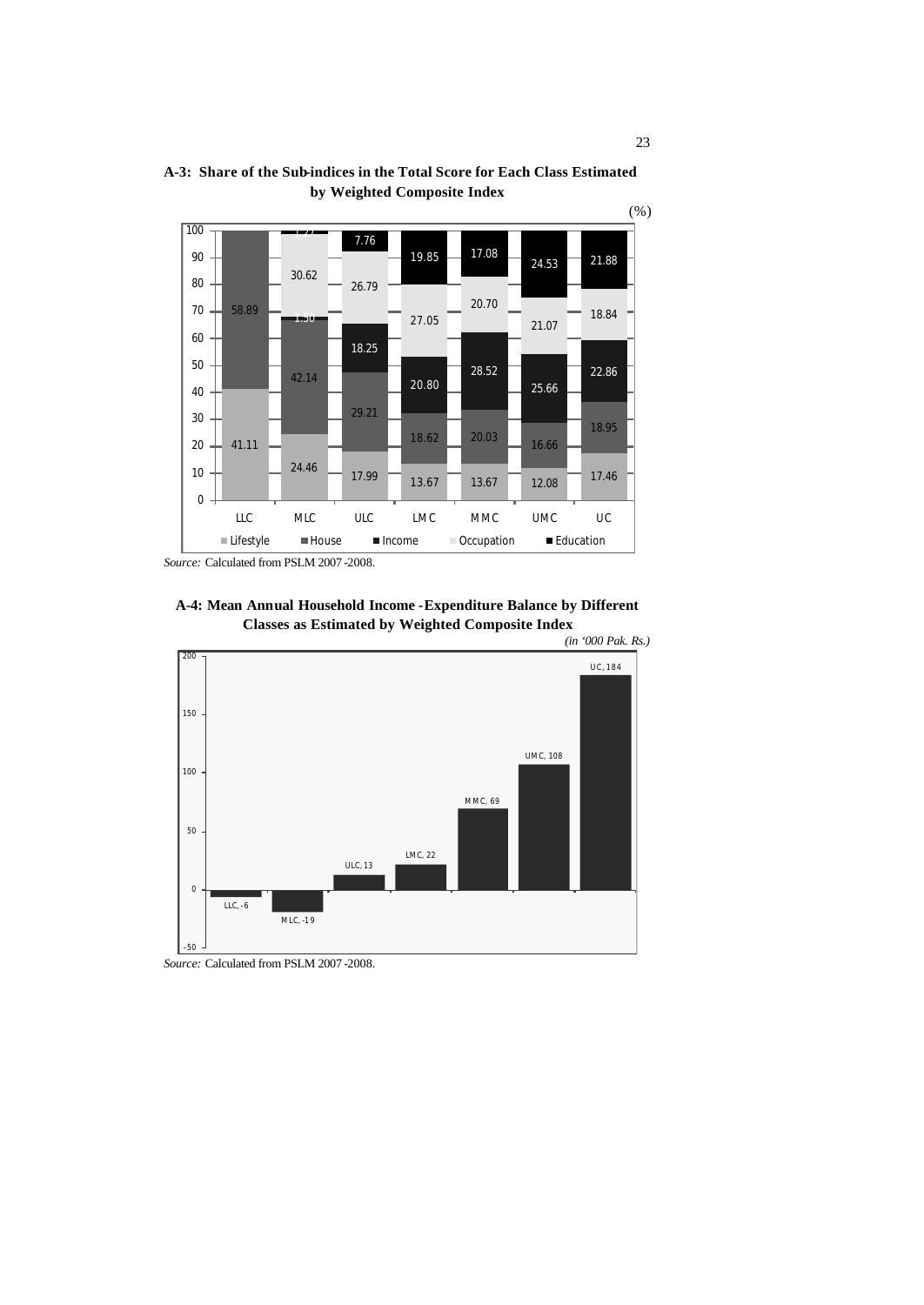**A-3: Share of the Sub-indices in the Total Score for Each Class Estimated by Weighted Composite Index**

(%)

| Class | Lifestyle | House | Income | Occupation | Education |
|---|---|---|---|---|---|
| LLC | 41.11 | 58.89 | | | |
| MLC | 24.46 | 42.14 | 1.50 | 30.62 | 1.27 |
| ULC | 17.99 | 29.21 | 18.25 | 26.79 | 7.76 |
| LMC | 13.67 | 18.62 | 20.80 | 27.05 | 19.85 |
| MMC | 13.67 | 20.03 | 28.52 | 20.70 | 17.08 |
| UMC | 12.08 | 16.66 | 25.66 | 21.07 | 24.53 |
| UC | 17.46 | 18.95 | 22.86 | 18.84 | 21.88 |

*Source:* Calculated from PSLM 2007-2008.

**A-4: Mean Annual Household Income-Expenditure Balance by Different Classes as Estimated by Weighted Composite Index**

*(in '000 Pak. Rs.)*

| Class | Balance |
|---|---|
| LLC | -6 |
| MLC | -19 |
| ULC | 13 |
| LMC | 22 |
| MMC | 69 |
| UMC | 108 |
| UC | 184 |

*Source:* Calculated from PSLM 2007-2008.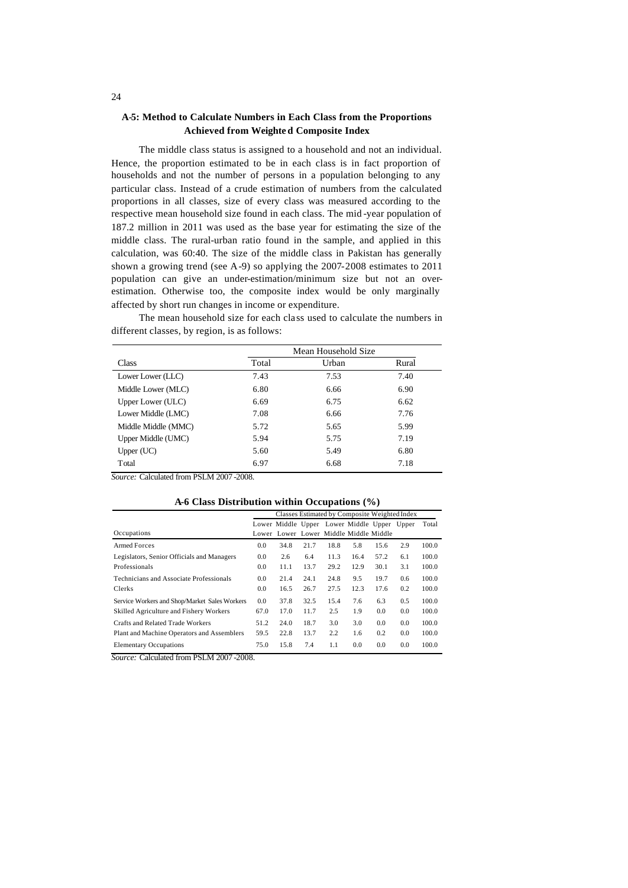## A-5: Method to Calculate Numbers in Each Class from the Proportions Achieved from Weighted Composite Index

The middle class status is assigned to a household and not an individual. Hence, the proportion estimated to be in each class is in fact proportion of households and not the number of persons in a population belonging to any particular class. Instead of a crude estimation of numbers from the calculated proportions in all classes, size of every class was measured according to the respective mean household size found in each class. The mid-year population of 187.2 million in 2011 was used as the base year for estimating the size of the middle class. The rural-urban ratio found in the sample, and applied in this calculation, was 60:40. The size of the middle class in Pakistan has generally shown a growing trend (see A-9) so applying the 2007-2008 estimates to 2011 population can give an under-estimation/minimum size but not an over-estimation. Otherwise too, the composite index would be only marginally affected by short run changes in income or expenditure.

The mean household size for each class used to calculate the numbers in different classes, by region, is as follows:

| Class | Mean Household Size | | |
|---|---|---|---|
| | Total | Urban | Rural |
| Lower Lower (LLC) | 7.43 | 7.53 | 7.40 |
| Middle Lower (MLC) | 6.80 | 6.66 | 6.90 |
| Upper Lower (ULC) | 6.69 | 6.75 | 6.62 |
| Lower Middle (LMC) | 7.08 | 6.66 | 7.76 |
| Middle Middle (MMC) | 5.72 | 5.65 | 5.99 |
| Upper Middle (UMC) | 5.94 | 5.75 | 7.19 |
| Upper (UC) | 5.60 | 5.49 | 6.80 |
| Total | 6.97 | 6.68 | 7.18 |

*Source:* Calculated from PSLM 2007-2008.

### A-6 Class Distribution within Occupations (%)

| Occupations | Classes Estimated by Composite Weighted Index | | | | | | | |
|---|---|---|---|---|---|---|---|---|
| | Lower Lower | Middle Lower | Upper Lower | Lower Middle | Middle Middle | Upper Middle | Upper | Total |
| Armed Forces | 0.0 | 34.8 | 21.7 | 18.8 | 5.8 | 15.6 | 2.9 | 100.0 |
| Legislators, Senior Officials and Managers | 0.0 | 2.6 | 6.4 | 11.3 | 16.4 | 57.2 | 6.1 | 100.0 |
| Professionals | 0.0 | 11.1 | 13.7 | 29.2 | 12.9 | 30.1 | 3.1 | 100.0 |
| Technicians and Associate Professionals | 0.0 | 21.4 | 24.1 | 24.8 | 9.5 | 19.7 | 0.6 | 100.0 |
| Clerks | 0.0 | 16.5 | 26.7 | 27.5 | 12.3 | 17.6 | 0.2 | 100.0 |
| Service Workers and Shop/Market Sales Workers | 0.0 | 37.8 | 32.5 | 15.4 | 7.6 | 6.3 | 0.5 | 100.0 |
| Skilled Agriculture and Fishery Workers | 67.0 | 17.0 | 11.7 | 2.5 | 1.9 | 0.0 | 0.0 | 100.0 |
| Crafts and Related Trade Workers | 51.2 | 24.0 | 18.7 | 3.0 | 3.0 | 0.0 | 0.0 | 100.0 |
| Plant and Machine Operators and Assemblers | 59.5 | 22.8 | 13.7 | 2.2 | 1.6 | 0.2 | 0.0 | 100.0 |
| Elementary Occupations | 75.0 | 15.8 | 7.4 | 1.1 | 0.0 | 0.0 | 0.0 | 100.0 |

*Source:* Calculated from PSLM 2007-2008.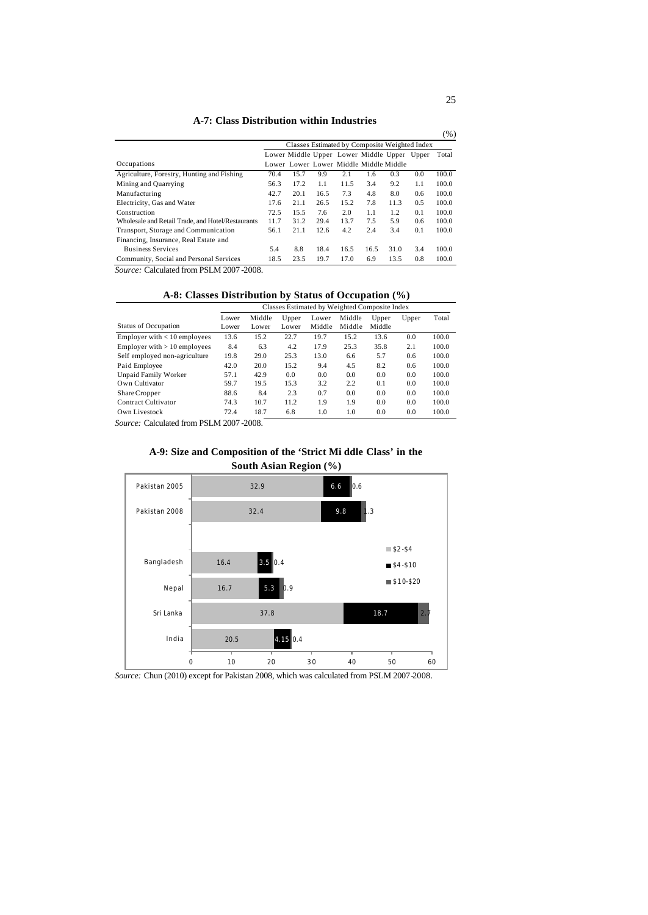### A-7: Class Distribution within Industries

(%)

| Occupations | Classes Estimated by Composite Weighted Index | | | | | | | |
|---|---|---|---|---|---|---|---|---|
| | Lower Lower | Middle Lower | Upper Lower | Lower Middle | Middle Middle | Upper Middle | Upper | Total |
| Agriculture, Forestry, Hunting and Fishing | 70.4 | 15.7 | 9.9 | 2.1 | 1.6 | 0.3 | 0.0 | 100.0 |
| Mining and Quarrying | 56.3 | 17.2 | 1.1 | 11.5 | 3.4 | 9.2 | 1.1 | 100.0 |
| Manufacturing | 42.7 | 20.1 | 16.5 | 7.3 | 4.8 | 8.0 | 0.6 | 100.0 |
| Electricity, Gas and Water | 17.6 | 21.1 | 26.5 | 15.2 | 7.8 | 11.3 | 0.5 | 100.0 |
| Construction | 72.5 | 15.5 | 7.6 | 2.0 | 1.1 | 1.2 | 0.1 | 100.0 |
| Wholesale and Retail Trade, and Hotel/Restaurants | 11.7 | 31.2 | 29.4 | 13.7 | 7.5 | 5.9 | 0.6 | 100.0 |
| Transport, Storage and Communication | 56.1 | 21.1 | 12.6 | 4.2 | 2.4 | 3.4 | 0.1 | 100.0 |
| Financing, Insurance, Real Estate and Business Services | 5.4 | 8.8 | 18.4 | 16.5 | 16.5 | 31.0 | 3.4 | 100.0 |
| Community, Social and Personal Services | 18.5 | 23.5 | 19.7 | 17.0 | 6.9 | 13.5 | 0.8 | 100.0 |

*Source:* Calculated from PSLM 2007-2008.

### A-8: Classes Distribution by Status of Occupation (%)

| Status of Occupation | Classes Estimated by Weighted Composite Index | | | | | | | |
|---|---|---|---|---|---|---|---|---|
| | Lower Lower | Middle Lower | Upper Lower | Lower Middle | Middle Middle | Upper Middle | Upper | Total |
| Employer with < 10 employees | 13.6 | 15.2 | 22.7 | 19.7 | 15.2 | 13.6 | 0.0 | 100.0 |
| Employer with > 10 employees | 8.4 | 6.3 | 4.2 | 17.9 | 25.3 | 35.8 | 2.1 | 100.0 |
| Self employed non-agriculture | 19.8 | 29.0 | 25.3 | 13.0 | 6.6 | 5.7 | 0.6 | 100.0 |
| Paid Employee | 42.0 | 20.0 | 15.2 | 9.4 | 4.5 | 8.2 | 0.6 | 100.0 |
| Unpaid Family Worker | 57.1 | 42.9 | 0.0 | 0.0 | 0.0 | 0.0 | 0.0 | 100.0 |
| Own Cultivator | 59.7 | 19.5 | 15.3 | 3.2 | 2.2 | 0.1 | 0.0 | 100.0 |
| Share Cropper | 88.6 | 8.4 | 2.3 | 0.7 | 0.0 | 0.0 | 0.0 | 100.0 |
| Contract Cultivator | 74.3 | 10.7 | 11.2 | 1.9 | 1.9 | 0.0 | 0.0 | 100.0 |
| Own Livestock | 72.4 | 18.7 | 6.8 | 1.0 | 1.0 | 0.0 | 0.0 | 100.0 |

*Source:* Calculated from PSLM 2007-2008.

### A-9: Size and Composition of the 'Strict Middle Class' in the South Asian Region (%)

| Country | \$2-\$4 | \$4-\$10 | \$10-\$20 |
|---|---|---|---|
| Pakistan 2005 | 32.9 | 6.6 | 0.6 |
| Pakistan 2008 | 32.4 | 9.8 | 1.3 |
| Bangladesh | 16.4 | 3.5 | 0.4 |
| Nepal | 16.7 | 5.3 | 0.9 |
| Sri Lanka | 37.8 | 18.7 | 2.7 |
| India | 20.5 | 4.15 | 0.4 |

*Source:* Chun (2010) except for Pakistan 2008, which was calculated from PSLM 2007-2008.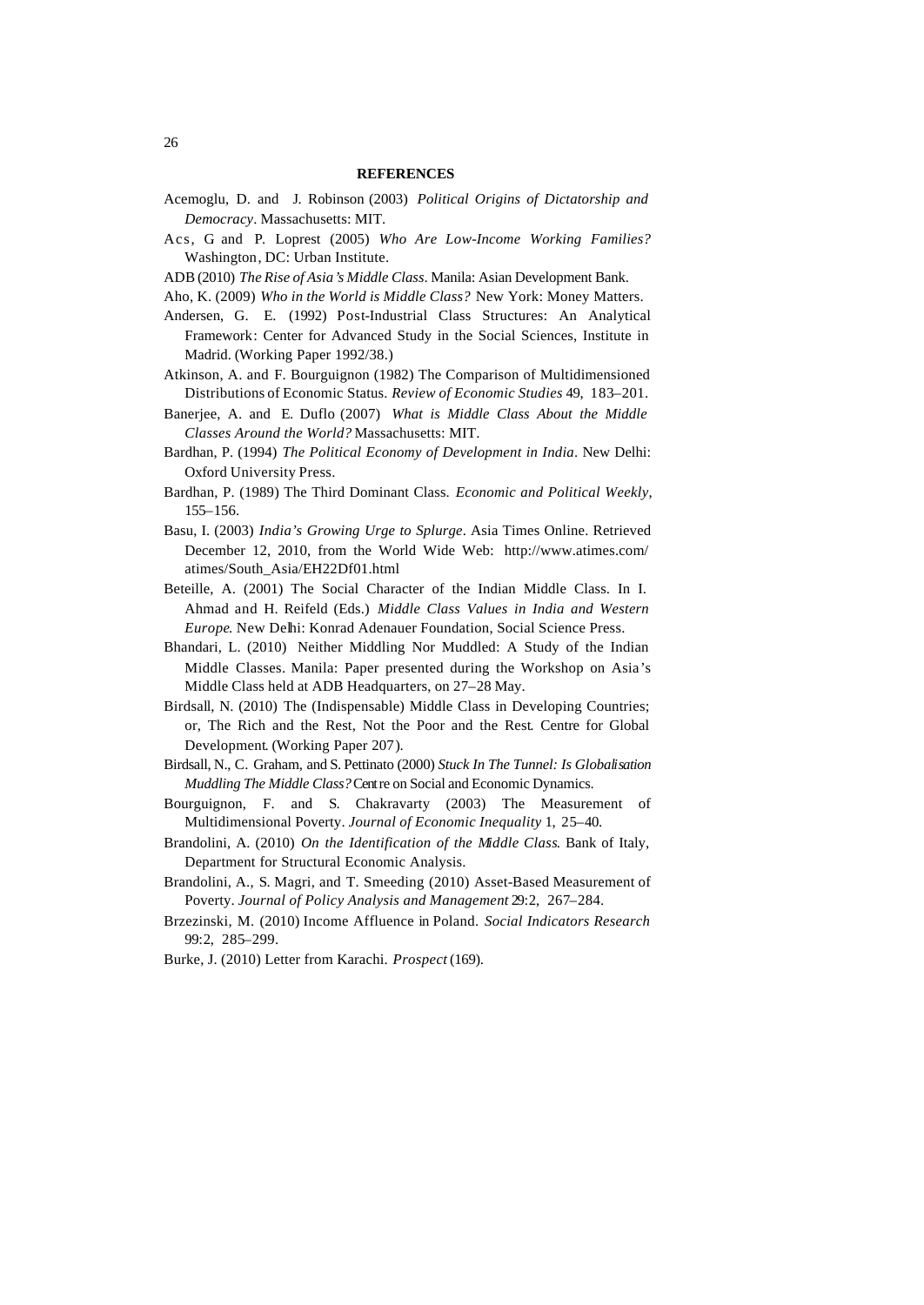## REFERENCES

Acemoglu, D. and J. Robinson (2003) *Political Origins of Dictatorship and Democracy*. Massachusetts: MIT.

Acs, G and P. Loprest (2005) *Who Are Low-Income Working Families?* Washington, DC: Urban Institute.

ADB (2010) *The Rise of Asia's Middle Class*. Manila: Asian Development Bank.

Aho, K. (2009) *Who in the World is Middle Class?* New York: Money Matters.

Andersen, G. E. (1992) Post-Industrial Class Structures: An Analytical Framework: Center for Advanced Study in the Social Sciences, Institute in Madrid. (Working Paper 1992/38.)

Atkinson, A. and F. Bourguignon (1982) The Comparison of Multidimensioned Distributions of Economic Status. *Review of Economic Studies* 49, 183–201.

Banerjee, A. and E. Duflo (2007) *What is Middle Class About the Middle Classes Around the World?* Massachusetts: MIT.

Bardhan, P. (1994) *The Political Economy of Development in India*. New Delhi: Oxford University Press.

Bardhan, P. (1989) The Third Dominant Class. *Economic and Political Weekly*, 155–156.

Basu, I. (2003) *India's Growing Urge to Splurge*. Asia Times Online. Retrieved December 12, 2010, from the World Wide Web: http://www.atimes.com/atimes/South_Asia/EH22Df01.html

Beteille, A. (2001) The Social Character of the Indian Middle Class. In I. Ahmad and H. Reifeld (Eds.) *Middle Class Values in India and Western Europe*. New Delhi: Konrad Adenauer Foundation, Social Science Press.

Bhandari, L. (2010) Neither Middling Nor Muddled: A Study of the Indian Middle Classes. Manila: Paper presented during the Workshop on Asia's Middle Class held at ADB Headquarters, on 27–28 May.

Birdsall, N. (2010) The (Indispensable) Middle Class in Developing Countries; or, The Rich and the Rest, Not the Poor and the Rest. Centre for Global Development. (Working Paper 207).

Birdsall, N., C. Graham, and S. Pettinato (2000) *Stuck In The Tunnel: Is Globalisation Muddling The Middle Class?* Centre on Social and Economic Dynamics.

Bourguignon, F. and S. Chakravarty (2003) The Measurement of Multidimensional Poverty. *Journal of Economic Inequality* 1, 25–40.

Brandolini, A. (2010) *On the Identification of the Middle Class*. Bank of Italy, Department for Structural Economic Analysis.

Brandolini, A., S. Magri, and T. Smeeding (2010) Asset-Based Measurement of Poverty. *Journal of Policy Analysis and Management* 29:2, 267–284.

Brzezinski, M. (2010) Income Affluence in Poland. *Social Indicators Research* 99:2, 285–299.

Burke, J. (2010) Letter from Karachi. *Prospect* (169).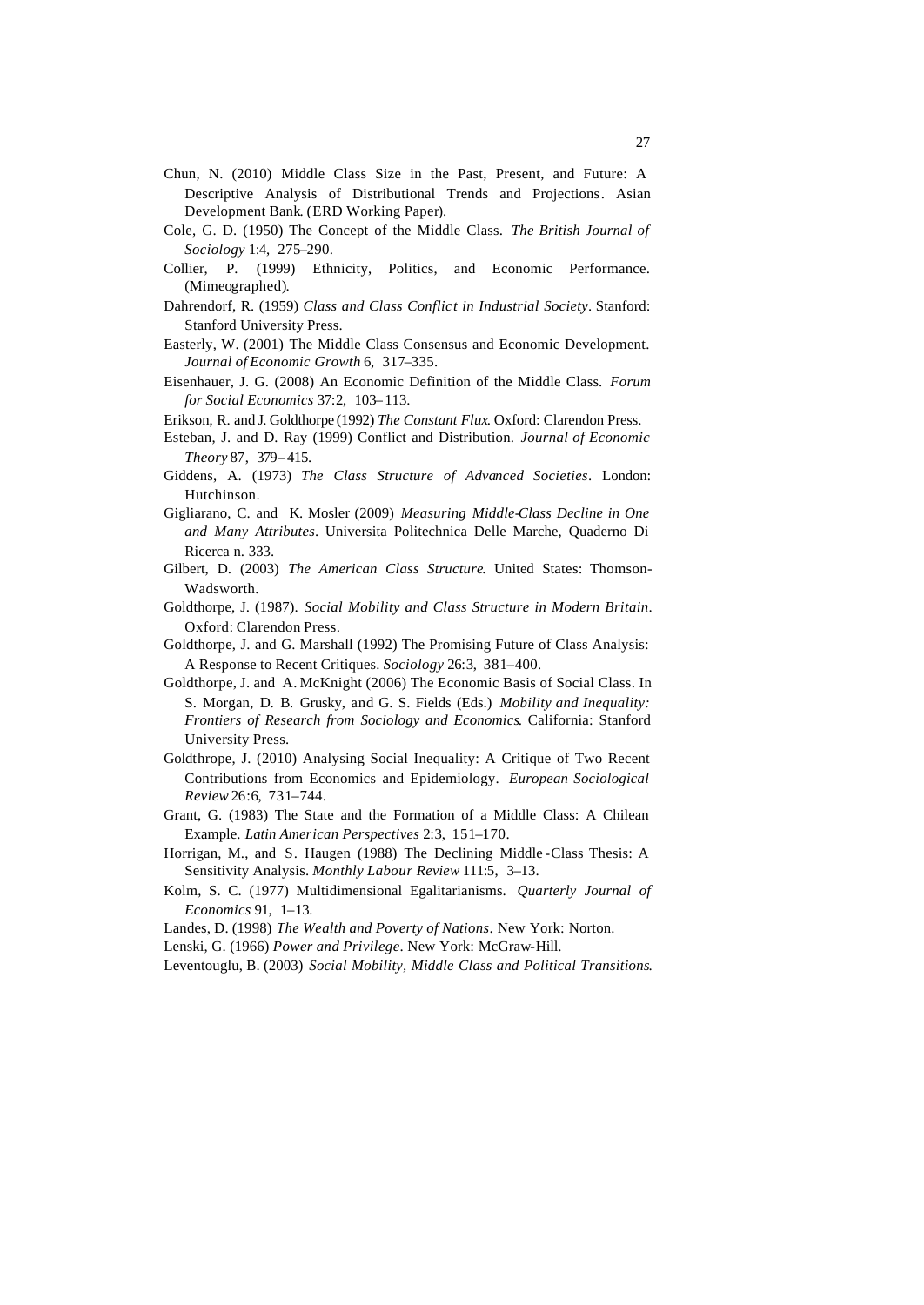Chun, N. (2010) Middle Class Size in the Past, Present, and Future: A Descriptive Analysis of Distributional Trends and Projections. Asian Development Bank. (ERD Working Paper).

Cole, G. D. (1950) The Concept of the Middle Class. *The British Journal of Sociology* 1:4, 275–290.

Collier, P. (1999) Ethnicity, Politics, and Economic Performance. (Mimeographed).

Dahrendorf, R. (1959) *Class and Class Conflict in Industrial Society*. Stanford: Stanford University Press.

Easterly, W. (2001) The Middle Class Consensus and Economic Development. *Journal of Economic Growth* 6, 317–335.

Eisenhauer, J. G. (2008) An Economic Definition of the Middle Class. *Forum for Social Economics* 37:2, 103–113.

Erikson, R. and J. Goldthorpe (1992) *The Constant Flux*. Oxford: Clarendon Press.

Esteban, J. and D. Ray (1999) Conflict and Distribution. *Journal of Economic Theory* 87, 379–415.

Giddens, A. (1973) *The Class Structure of Advanced Societies*. London: Hutchinson.

Gigliarano, C. and K. Mosler (2009) *Measuring Middle-Class Decline in One and Many Attributes*. Universita Politechnica Delle Marche, Quaderno Di Ricerca n. 333.

Gilbert, D. (2003) *The American Class Structure*. United States: Thomson-Wadsworth.

Goldthorpe, J. (1987). *Social Mobility and Class Structure in Modern Britain*. Oxford: Clarendon Press.

Goldthorpe, J. and G. Marshall (1992) The Promising Future of Class Analysis: A Response to Recent Critiques. *Sociology* 26:3, 381–400.

Goldthorpe, J. and A. McKnight (2006) The Economic Basis of Social Class. In S. Morgan, D. B. Grusky, and G. S. Fields (Eds.) *Mobility and Inequality: Frontiers of Research from Sociology and Economics*. California: Stanford University Press.

Goldthrope, J. (2010) Analysing Social Inequality: A Critique of Two Recent Contributions from Economics and Epidemiology. *European Sociological Review* 26:6, 731–744.

Grant, G. (1983) The State and the Formation of a Middle Class: A Chilean Example. *Latin American Perspectives* 2:3, 151–170.

Horrigan, M., and S. Haugen (1988) The Declining Middle-Class Thesis: A Sensitivity Analysis. *Monthly Labour Review* 111:5, 3–13.

Kolm, S. C. (1977) Multidimensional Egalitarianisms. *Quarterly Journal of Economics* 91, 1–13.

Landes, D. (1998) *The Wealth and Poverty of Nations*. New York: Norton.

Lenski, G. (1966) *Power and Privilege*. New York: McGraw-Hill.

Leventouglu, B. (2003) *Social Mobility, Middle Class and Political Transitions*.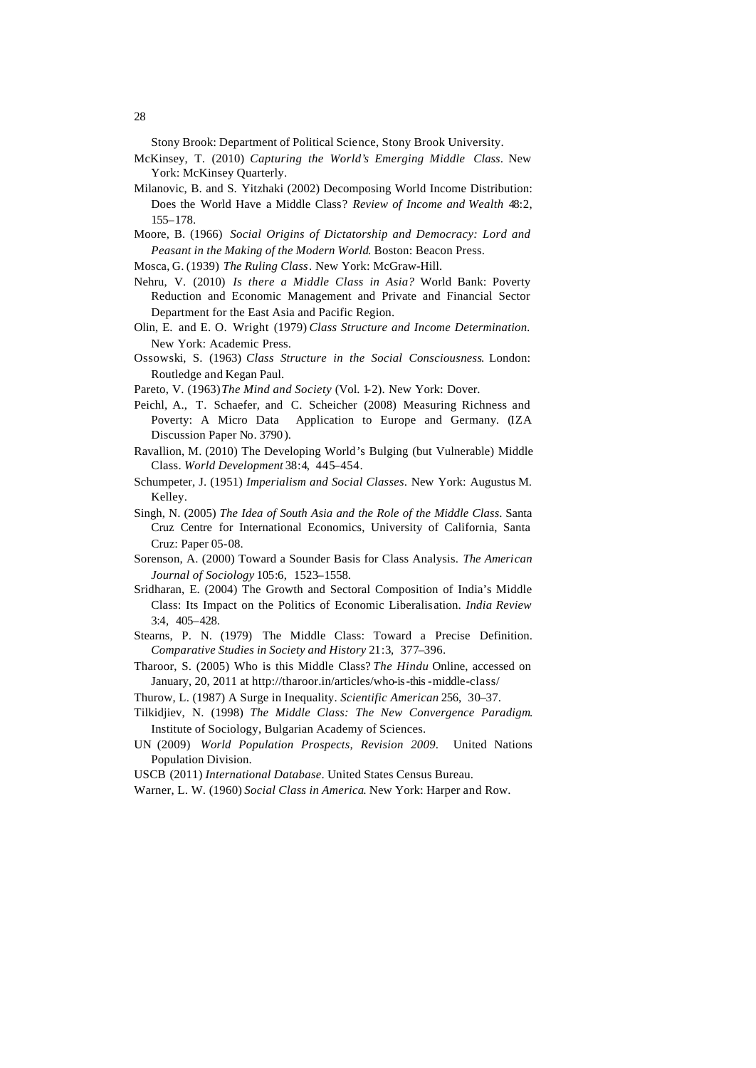Stony Brook: Department of Political Science, Stony Brook University.

McKinsey, T. (2010) *Capturing the World's Emerging Middle Class*. New York: McKinsey Quarterly.

Milanovic, B. and S. Yitzhaki (2002) Decomposing World Income Distribution: Does the World Have a Middle Class? *Review of Income and Wealth* 48:2, 155–178.

Moore, B. (1966) *Social Origins of Dictatorship and Democracy: Lord and Peasant in the Making of the Modern World*. Boston: Beacon Press.

Mosca, G. (1939) *The Ruling Class*. New York: McGraw-Hill.

Nehru, V. (2010) *Is there a Middle Class in Asia?* World Bank: Poverty Reduction and Economic Management and Private and Financial Sector Department for the East Asia and Pacific Region.

Olin, E. and E. O. Wright (1979) *Class Structure and Income Determination*. New York: Academic Press.

Ossowski, S. (1963) *Class Structure in the Social Consciousness*. London: Routledge and Kegan Paul.

Pareto, V. (1963) *The Mind and Society* (Vol. 1-2). New York: Dover.

Peichl, A., T. Schaefer, and C. Scheicher (2008) Measuring Richness and Poverty: A Micro Data Application to Europe and Germany. (IZA Discussion Paper No. 3790).

Ravallion, M. (2010) The Developing World's Bulging (but Vulnerable) Middle Class. *World Development* 38:4, 445–454.

Schumpeter, J. (1951) *Imperialism and Social Classes*. New York: Augustus M. Kelley.

Singh, N. (2005) *The Idea of South Asia and the Role of the Middle Class*. Santa Cruz Centre for International Economics, University of California, Santa Cruz: Paper 05-08.

Sorenson, A. (2000) Toward a Sounder Basis for Class Analysis. *The American Journal of Sociology* 105:6, 1523–1558.

Sridharan, E. (2004) The Growth and Sectoral Composition of India's Middle Class: Its Impact on the Politics of Economic Liberalisation. *India Review* 3:4, 405–428.

Stearns, P. N. (1979) The Middle Class: Toward a Precise Definition. *Comparative Studies in Society and History* 21:3, 377–396.

Tharoor, S. (2005) Who is this Middle Class? *The Hindu* Online, accessed on January, 20, 2011 at http://tharoor.in/articles/who-is-this-middle-class/

Thurow, L. (1987) A Surge in Inequality. *Scientific American* 256, 30–37.

Tilkidjiev, N. (1998) *The Middle Class: The New Convergence Paradigm*. Institute of Sociology, Bulgarian Academy of Sciences.

UN (2009) *World Population Prospects, Revision 2009*. United Nations Population Division.

USCB (2011) *International Database*. United States Census Bureau.

Warner, L. W. (1960) *Social Class in America*. New York: Harper and Row.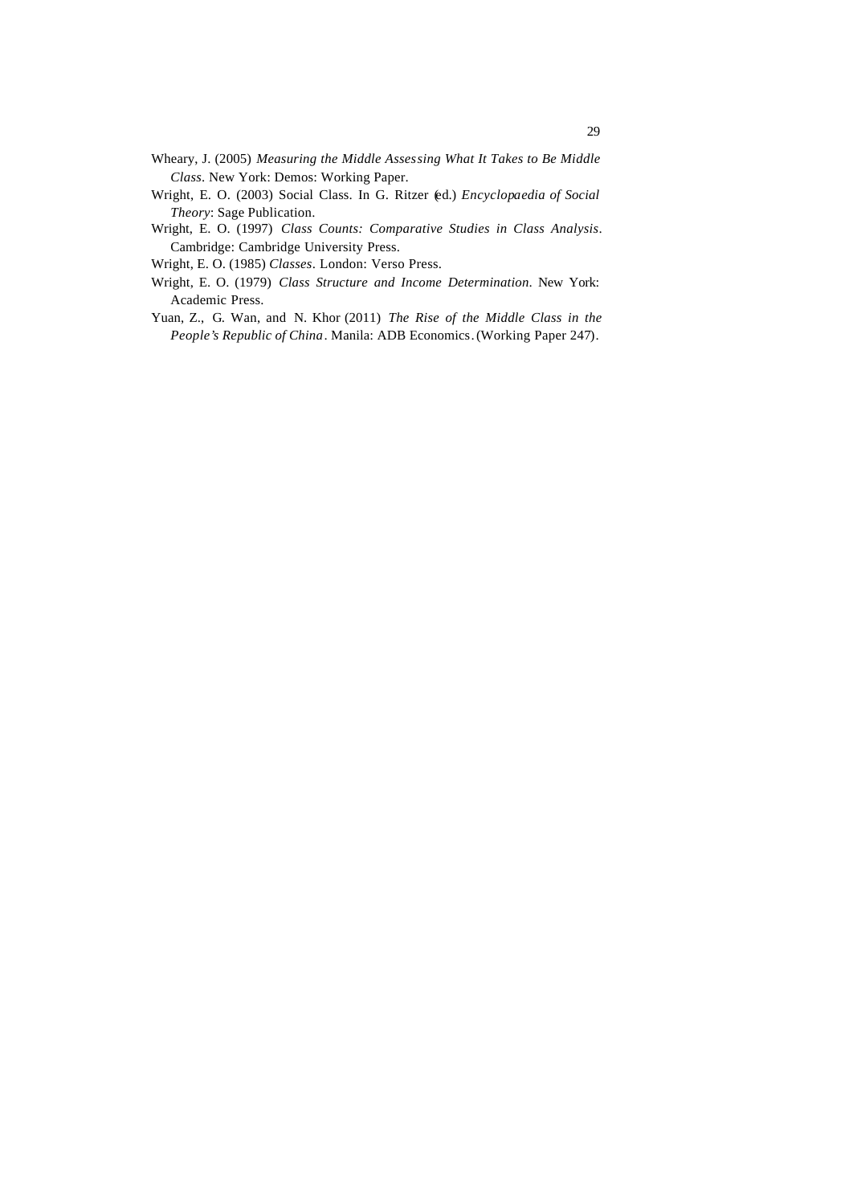Wheary, J. (2005) *Measuring the Middle Assessing What It Takes to Be Middle Class*. New York: Demos: Working Paper.

Wright, E. O. (2003) Social Class. In G. Ritzer (ed.) *Encyclopaedia of Social Theory*: Sage Publication.

Wright, E. O. (1997) *Class Counts: Comparative Studies in Class Analysis*. Cambridge: Cambridge University Press.

Wright, E. O. (1985) *Classes*. London: Verso Press.

Wright, E. O. (1979) *Class Structure and Income Determination*. New York: Academic Press.

Yuan, Z., G. Wan, and N. Khor (2011) *The Rise of the Middle Class in the People's Republic of China*. Manila: ADB Economics. (Working Paper 247).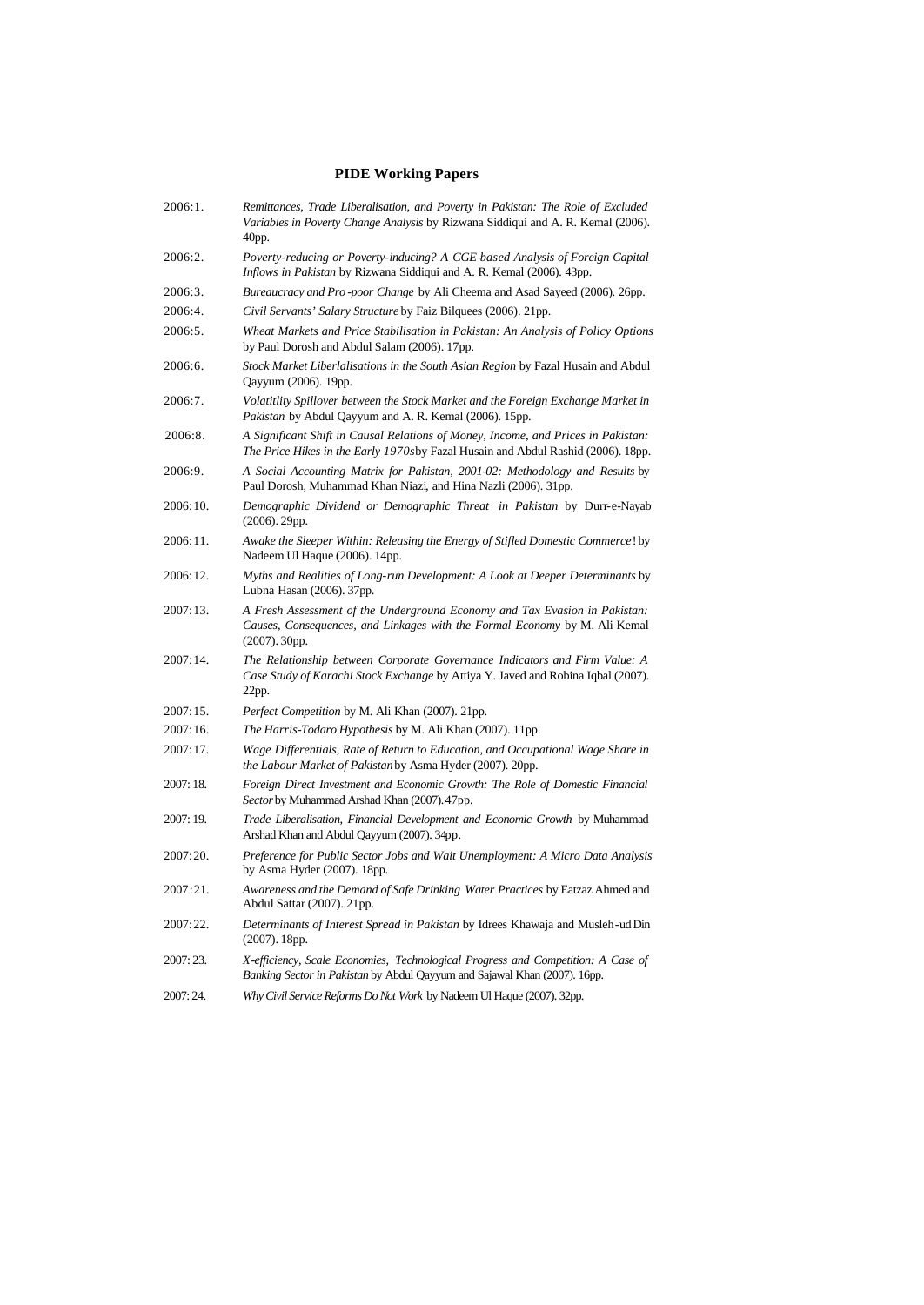## PIDE Working Papers

2006:1. *Remittances, Trade Liberalisation, and Poverty in Pakistan: The Role of Excluded Variables in Poverty Change Analysis* by Rizwana Siddiqui and A. R. Kemal (2006). 40pp.

2006:2. *Poverty-reducing or Poverty-inducing? A CGE-based Analysis of Foreign Capital Inflows in Pakistan* by Rizwana Siddiqui and A. R. Kemal (2006). 43pp.

2006:3. *Bureaucracy and Pro-poor Change* by Ali Cheema and Asad Sayeed (2006). 26pp.

2006:4. *Civil Servants' Salary Structure* by Faiz Bilquees (2006). 21pp.

2006:5. *Wheat Markets and Price Stabilisation in Pakistan: An Analysis of Policy Options* by Paul Dorosh and Abdul Salam (2006). 17pp.

2006:6. *Stock Market Liberlalisations in the South Asian Region* by Fazal Husain and Abdul Qayyum (2006). 19pp.

2006:7. *Volatitlity Spillover between the Stock Market and the Foreign Exchange Market in Pakistan* by Abdul Qayyum and A. R. Kemal (2006). 15pp.

2006:8. *A Significant Shift in Causal Relations of Money, Income, and Prices in Pakistan: The Price Hikes in the Early 1970s* by Fazal Husain and Abdul Rashid (2006). 18pp.

2006:9. *A Social Accounting Matrix for Pakistan, 2001-02: Methodology and Results* by Paul Dorosh, Muhammad Khan Niazi, and Hina Nazli (2006). 31pp.

2006:10. *Demographic Dividend or Demographic Threat in Pakistan* by Durr-e-Nayab (2006). 29pp.

2006:11. *Awake the Sleeper Within: Releasing the Energy of Stifled Domestic Commerce!* by Nadeem Ul Haque (2006). 14pp.

2006:12. *Myths and Realities of Long-run Development: A Look at Deeper Determinants* by Lubna Hasan (2006). 37pp.

2007:13. *A Fresh Assessment of the Underground Economy and Tax Evasion in Pakistan: Causes, Consequences, and Linkages with the Formal Economy* by M. Ali Kemal (2007). 30pp.

2007:14. *The Relationship between Corporate Governance Indicators and Firm Value: A Case Study of Karachi Stock Exchange* by Attiya Y. Javed and Robina Iqbal (2007). 22pp.

2007:15. *Perfect Competition* by M. Ali Khan (2007). 21pp.

2007:16. *The Harris-Todaro Hypothesis* by M. Ali Khan (2007). 11pp.

2007:17. *Wage Differentials, Rate of Return to Education, and Occupational Wage Share in the Labour Market of Pakistan* by Asma Hyder (2007). 20pp.

2007:18. *Foreign Direct Investment and Economic Growth: The Role of Domestic Financial Sector* by Muhammad Arshad Khan (2007). 47pp.

2007:19. *Trade Liberalisation, Financial Development and Economic Growth* by Muhammad Arshad Khan and Abdul Qayyum (2007). 34pp.

2007:20. *Preference for Public Sector Jobs and Wait Unemployment: A Micro Data Analysis* by Asma Hyder (2007). 18pp.

2007:21. *Awareness and the Demand of Safe Drinking Water Practices* by Eatzaz Ahmed and Abdul Sattar (2007). 21pp.

2007:22. *Determinants of Interest Spread in Pakistan* by Idrees Khawaja and Musleh-ud Din (2007). 18pp.

2007:23. *X-efficiency, Scale Economies, Technological Progress and Competition: A Case of Banking Sector in Pakistan* by Abdul Qayyum and Sajawal Khan (2007). 16pp.

2007:24. *Why Civil Service Reforms Do Not Work* by Nadeem Ul Haque (2007). 32pp.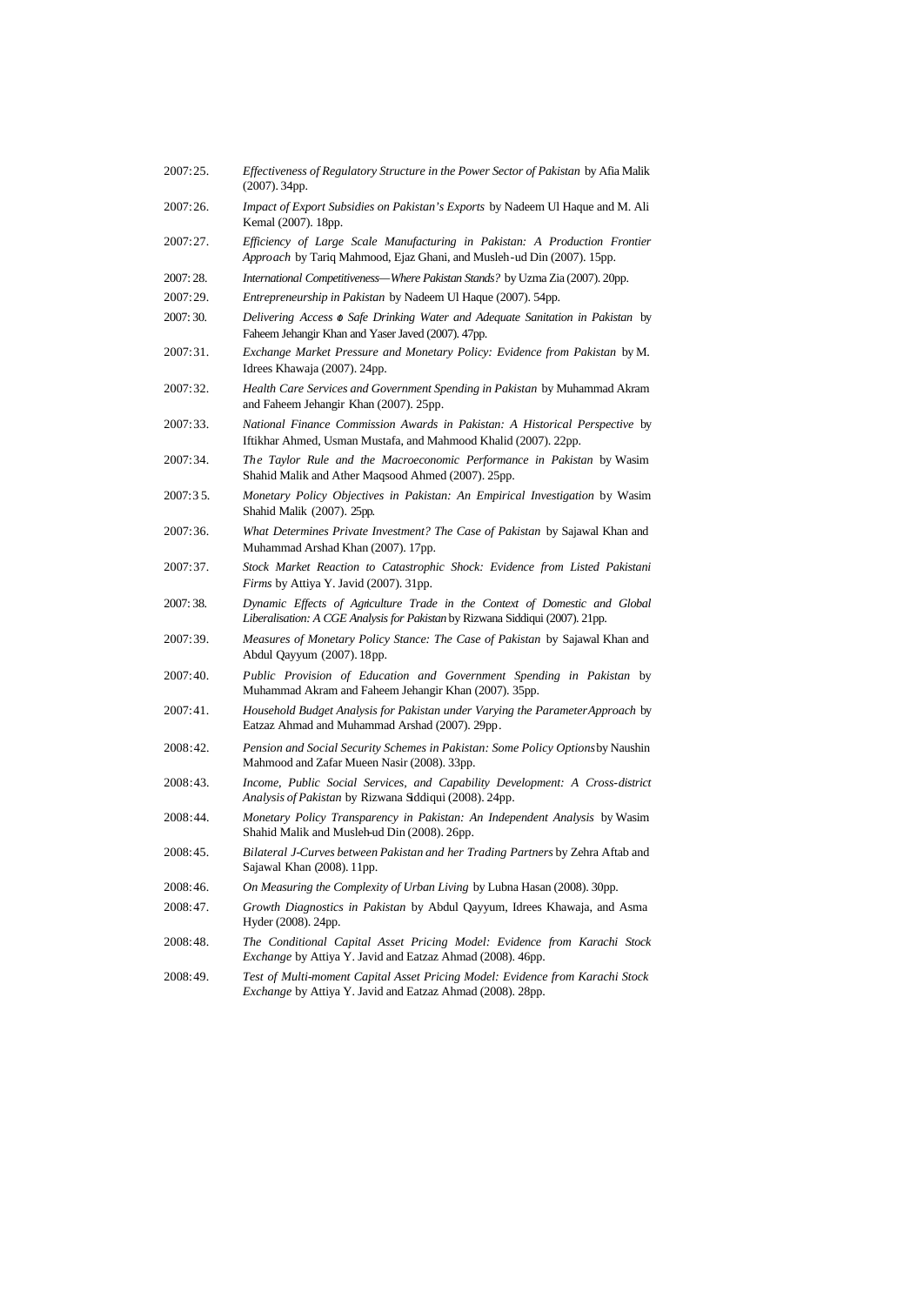2007:25. *Effectiveness of Regulatory Structure in the Power Sector of Pakistan* by Afia Malik (2007). 34pp.

2007:26. *Impact of Export Subsidies on Pakistan's Exports* by Nadeem Ul Haque and M. Ali Kemal (2007). 18pp.

2007:27. *Efficiency of Large Scale Manufacturing in Pakistan: A Production Frontier Approach* by Tariq Mahmood, Ejaz Ghani, and Musleh-ud Din (2007). 15pp.

2007:28. *International Competitiveness—Where Pakistan Stands?* by Uzma Zia (2007). 20pp.

2007:29. *Entrepreneurship in Pakistan* by Nadeem Ul Haque (2007). 54pp.

2007:30. *Delivering Access to Safe Drinking Water and Adequate Sanitation in Pakistan* by Faheem Jehangir Khan and Yaser Javed (2007). 47pp.

2007:31. *Exchange Market Pressure and Monetary Policy: Evidence from Pakistan* by M. Idrees Khawaja (2007). 24pp.

2007:32. *Health Care Services and Government Spending in Pakistan* by Muhammad Akram and Faheem Jehangir Khan (2007). 25pp.

2007:33. *National Finance Commission Awards in Pakistan: A Historical Perspective* by Iftikhar Ahmed, Usman Mustafa, and Mahmood Khalid (2007). 22pp.

2007:34. *The Taylor Rule and the Macroeconomic Performance in Pakistan* by Wasim Shahid Malik and Ather Maqsood Ahmed (2007). 25pp.

2007:35. *Monetary Policy Objectives in Pakistan: An Empirical Investigation* by Wasim Shahid Malik (2007). 25pp.

2007:36. *What Determines Private Investment? The Case of Pakistan* by Sajawal Khan and Muhammad Arshad Khan (2007). 17pp.

2007:37. *Stock Market Reaction to Catastrophic Shock: Evidence from Listed Pakistani Firms* by Attiya Y. Javid (2007). 31pp.

2007:38. *Dynamic Effects of Agriculture Trade in the Context of Domestic and Global Liberalisation: A CGE Analysis for Pakistan* by Rizwana Siddiqui (2007). 21pp.

2007:39. *Measures of Monetary Policy Stance: The Case of Pakistan* by Sajawal Khan and Abdul Qayyum (2007). 18pp.

2007:40. *Public Provision of Education and Government Spending in Pakistan* by Muhammad Akram and Faheem Jehangir Khan (2007). 35pp.

2007:41. *Household Budget Analysis for Pakistan under Varying the Parameter Approach* by Eatzaz Ahmad and Muhammad Arshad (2007). 29pp.

2008:42. *Pension and Social Security Schemes in Pakistan: Some Policy Options* by Naushin Mahmood and Zafar Mueen Nasir (2008). 33pp.

2008:43. *Income, Public Social Services, and Capability Development: A Cross-district Analysis of Pakistan* by Rizwana Siddiqui (2008). 24pp.

2008:44. *Monetary Policy Transparency in Pakistan: An Independent Analysis* by Wasim Shahid Malik and Musleh-ud Din (2008). 26pp.

2008:45. *Bilateral J-Curves between Pakistan and her Trading Partners* by Zehra Aftab and Sajawal Khan (2008). 11pp.

2008:46. *On Measuring the Complexity of Urban Living* by Lubna Hasan (2008). 30pp.

2008:47. *Growth Diagnostics in Pakistan* by Abdul Qayyum, Idrees Khawaja, and Asma Hyder (2008). 24pp.

2008:48. *The Conditional Capital Asset Pricing Model: Evidence from Karachi Stock Exchange* by Attiya Y. Javid and Eatzaz Ahmad (2008). 46pp.

2008:49. *Test of Multi-moment Capital Asset Pricing Model: Evidence from Karachi Stock Exchange* by Attiya Y. Javid and Eatzaz Ahmad (2008). 28pp.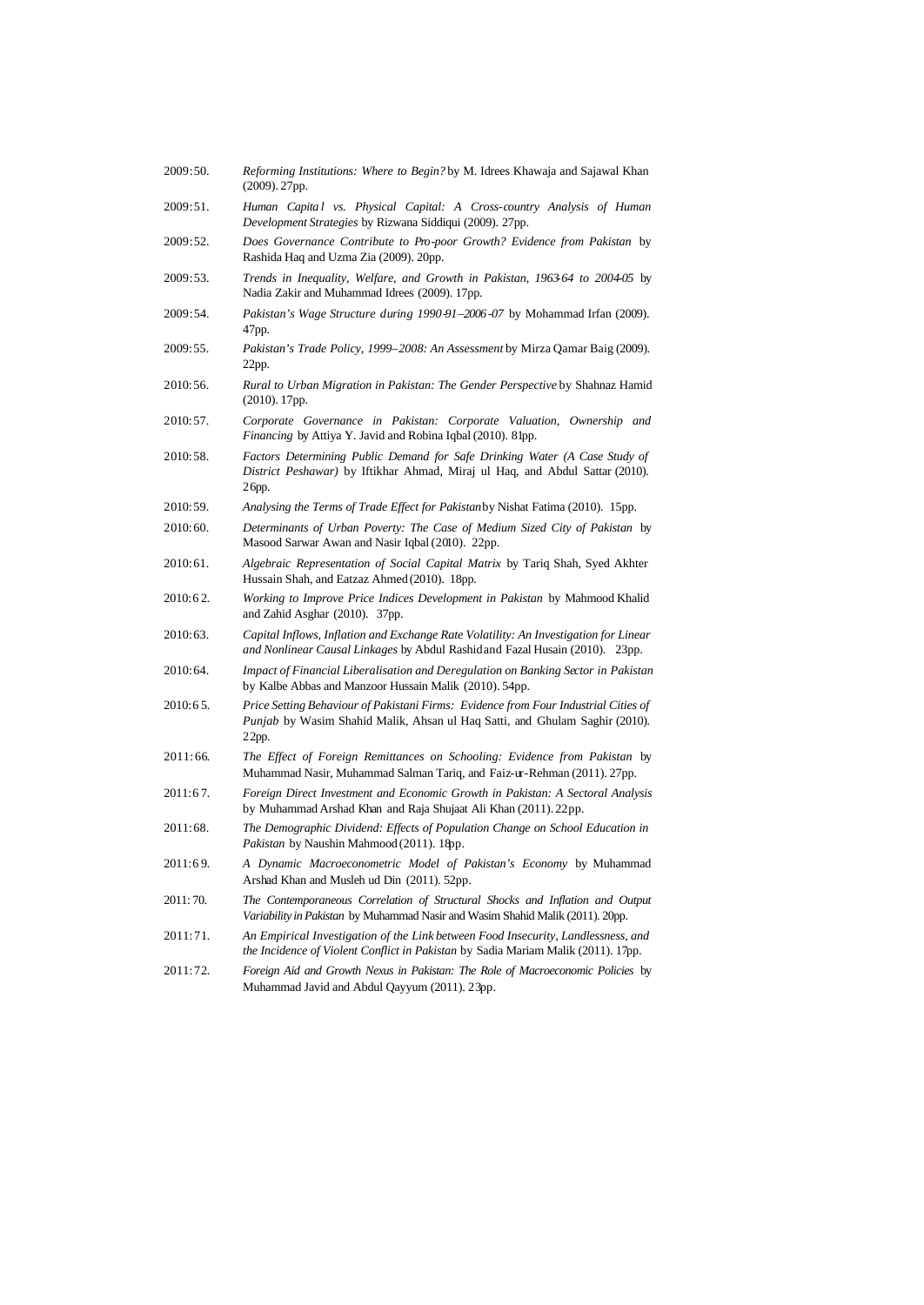2009:50. *Reforming Institutions: Where to Begin?* by M. Idrees Khawaja and Sajawal Khan (2009). 27pp.

2009:51. *Human Capital vs. Physical Capital: A Cross-country Analysis of Human Development Strategies* by Rizwana Siddiqui (2009). 27pp.

2009:52. *Does Governance Contribute to Pro-poor Growth? Evidence from Pakistan* by Rashida Haq and Uzma Zia (2009). 20pp.

2009:53. *Trends in Inequality, Welfare, and Growth in Pakistan, 1963-64 to 2004-05* by Nadia Zakir and Muhammad Idrees (2009). 17pp.

2009:54. *Pakistan's Wage Structure during 1990-91–2006-07* by Mohammad Irfan (2009). 47pp.

2009:55. *Pakistan's Trade Policy, 1999–2008: An Assessment* by Mirza Qamar Baig (2009). 22pp.

2010:56. *Rural to Urban Migration in Pakistan: The Gender Perspective* by Shahnaz Hamid (2010). 17pp.

2010:57. *Corporate Governance in Pakistan: Corporate Valuation, Ownership and Financing* by Attiya Y. Javid and Robina Iqbal (2010). 81pp.

2010:58. *Factors Determining Public Demand for Safe Drinking Water (A Case Study of District Peshawar)* by Iftikhar Ahmad, Miraj ul Haq, and Abdul Sattar (2010). 26pp.

2010:59. *Analysing the Terms of Trade Effect for Pakistan* by Nishat Fatima (2010). 15pp.

2010:60. *Determinants of Urban Poverty: The Case of Medium Sized City of Pakistan* by Masood Sarwar Awan and Nasir Iqbal (2010). 22pp.

2010:61. *Algebraic Representation of Social Capital Matrix* by Tariq Shah, Syed Akhter Hussain Shah, and Eatzaz Ahmed (2010). 18pp.

2010:62. *Working to Improve Price Indices Development in Pakistan* by Mahmood Khalid and Zahid Asghar (2010). 37pp.

2010:63. *Capital Inflows, Inflation and Exchange Rate Volatility: An Investigation for Linear and Nonlinear Causal Linkages* by Abdul Rashid and Fazal Husain (2010). 23pp.

2010:64. *Impact of Financial Liberalisation and Deregulation on Banking Sector in Pakistan* by Kalbe Abbas and Manzoor Hussain Malik (2010). 54pp.

2010:65. *Price Setting Behaviour of Pakistani Firms: Evidence from Four Industrial Cities of Punjab* by Wasim Shahid Malik, Ahsan ul Haq Satti, and Ghulam Saghir (2010). 22pp.

2011:66. *The Effect of Foreign Remittances on Schooling: Evidence from Pakistan* by Muhammad Nasir, Muhammad Salman Tariq, and Faiz-ur-Rehman (2011). 27pp.

2011:67. *Foreign Direct Investment and Economic Growth in Pakistan: A Sectoral Analysis* by Muhammad Arshad Khan and Raja Shujaat Ali Khan (2011). 22pp.

2011:68. *The Demographic Dividend: Effects of Population Change on School Education in Pakistan* by Naushin Mahmood (2011). 18pp.

2011:69. *A Dynamic Macroeconometric Model of Pakistan's Economy* by Muhammad Arshad Khan and Musleh ud Din (2011). 52pp.

2011:70. *The Contemporaneous Correlation of Structural Shocks and Inflation and Output Variability in Pakistan* by Muhammad Nasir and Wasim Shahid Malik (2011). 20pp.

2011:71. *An Empirical Investigation of the Link between Food Insecurity, Landlessness, and the Incidence of Violent Conflict in Pakistan* by Sadia Mariam Malik (2011). 17pp.

2011:72. *Foreign Aid and Growth Nexus in Pakistan: The Role of Macroeconomic Policies* by Muhammad Javid and Abdul Qayyum (2011). 23pp.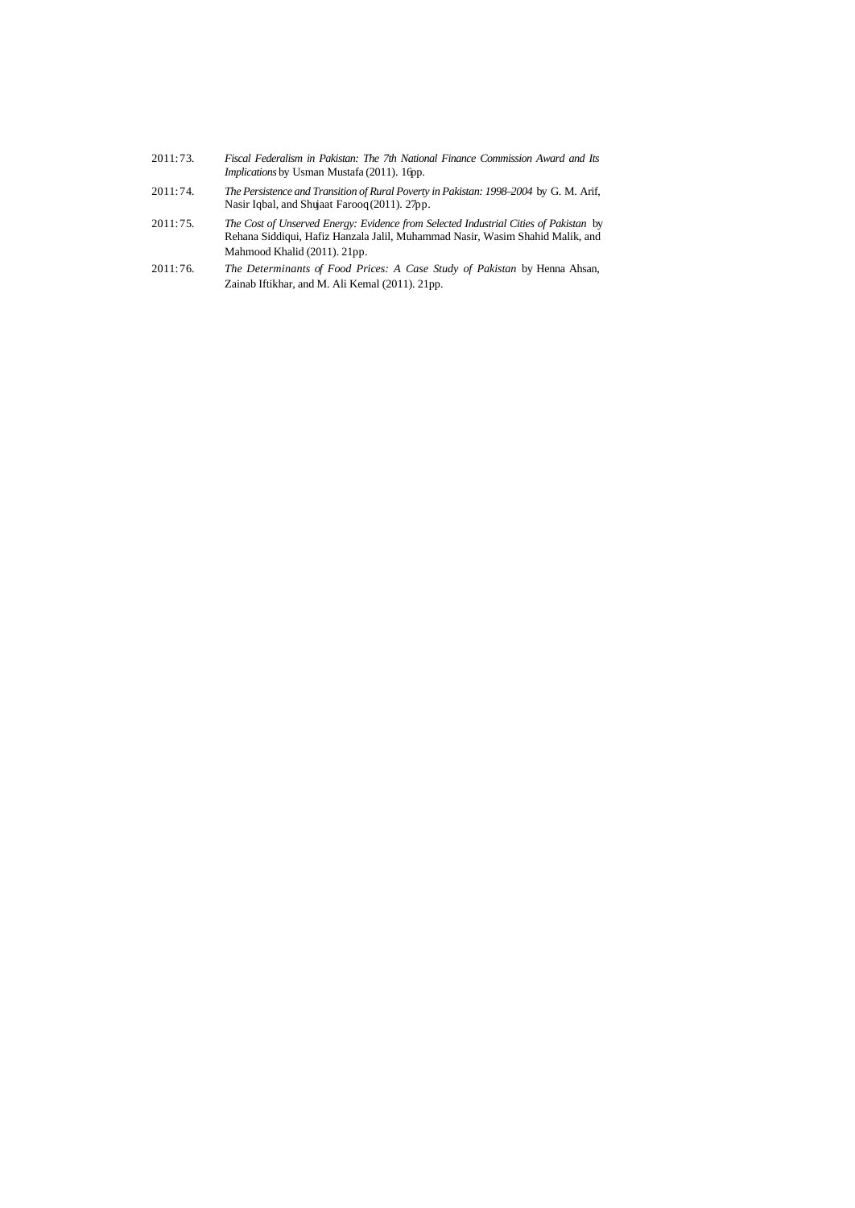2011:73. *Fiscal Federalism in Pakistan: The 7th National Finance Commission Award and Its Implications* by Usman Mustafa (2011). 16pp.

2011:74. *The Persistence and Transition of Rural Poverty in Pakistan: 1998–2004* by G. M. Arif, Nasir Iqbal, and Shujaat Farooq (2011). 27pp.

2011:75. *The Cost of Unserved Energy: Evidence from Selected Industrial Cities of Pakistan* by Rehana Siddiqui, Hafiz Hanzala Jalil, Muhammad Nasir, Wasim Shahid Malik, and Mahmood Khalid (2011). 21pp.

2011:76. *The Determinants of Food Prices: A Case Study of Pakistan* by Henna Ahsan, Zainab Iftikhar, and M. Ali Kemal (2011). 21pp.